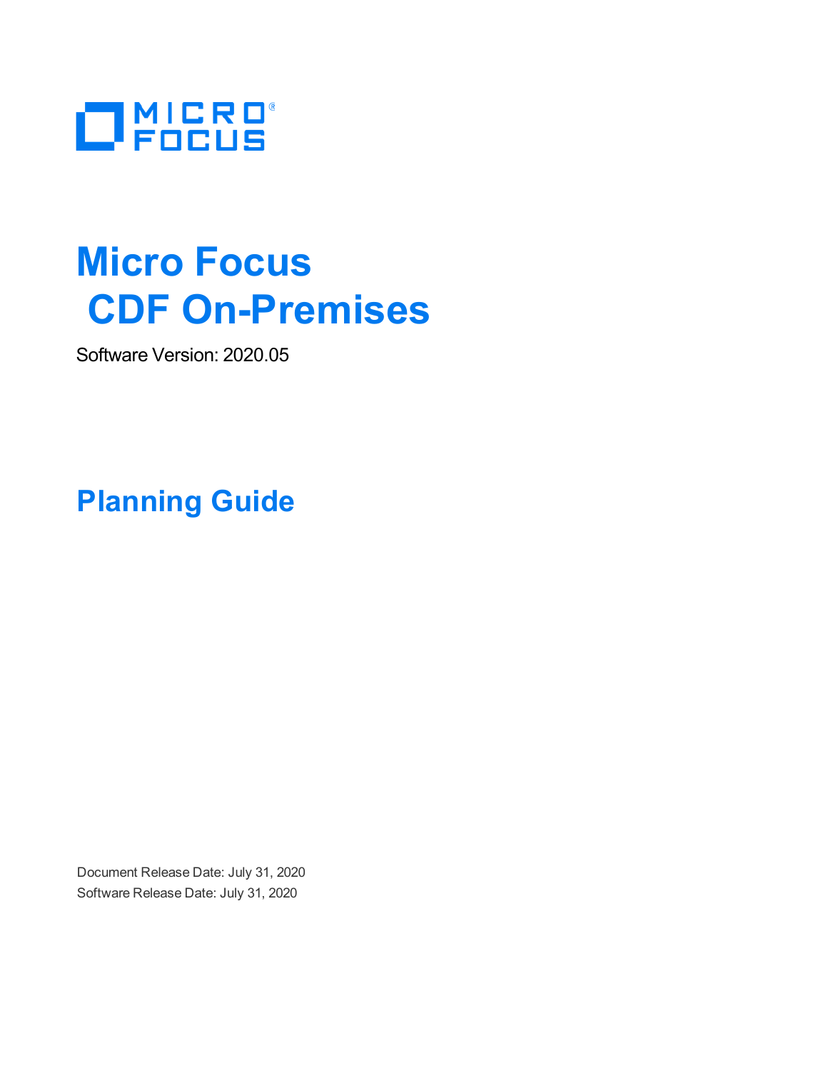# Micro Focus CDF On-Premises

Software Version: 2020.05

## Planning Guide

Document Release Date: July 31, 2020

Software Release Date: July 31, 2020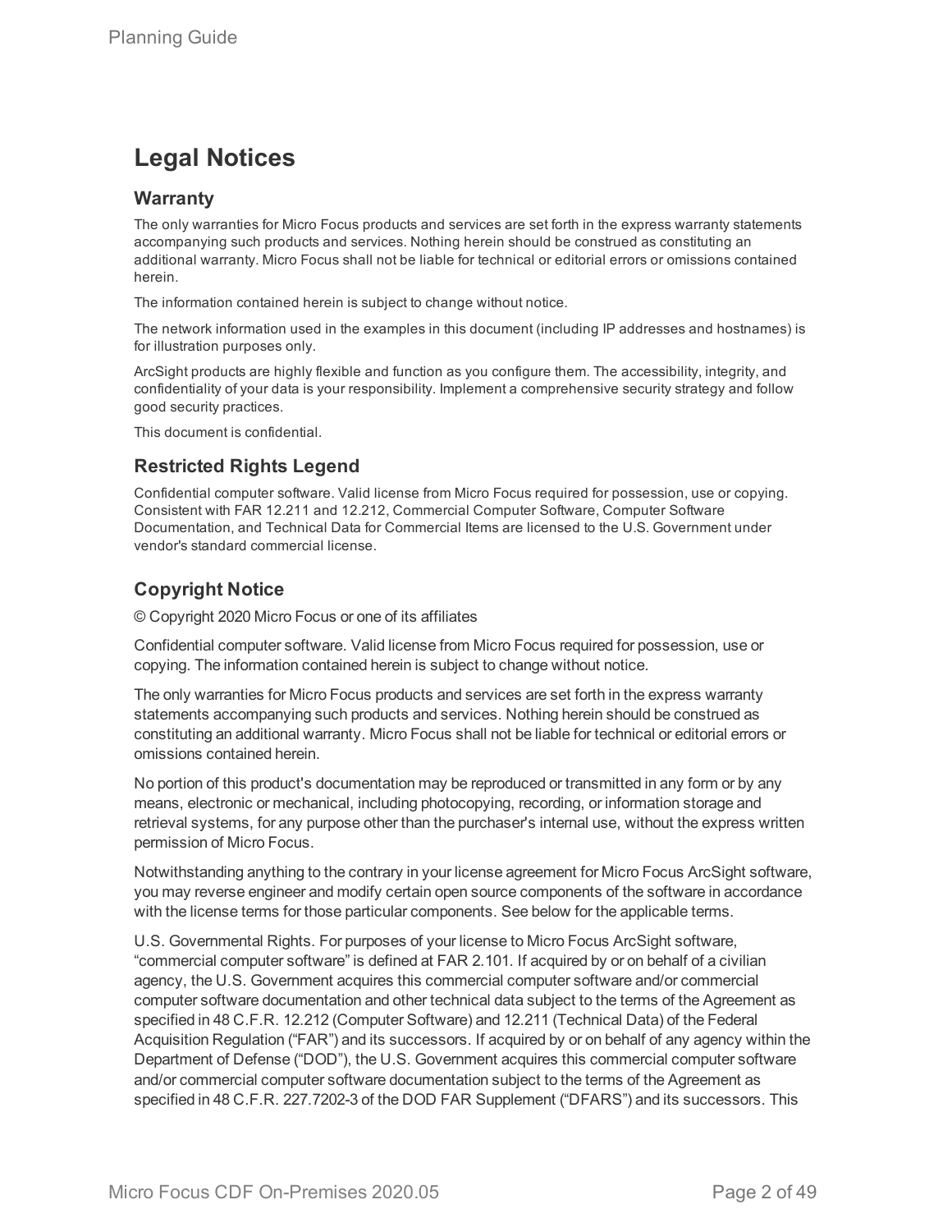# Legal Notices

## Warranty

The only warranties for Micro Focus products and services are set forth in the express warranty statements accompanying such products and services. Nothing herein should be construed as constituting an additional warranty. Micro Focus shall not be liable for technical or editorial errors or omissions contained herein.

The information contained herein is subject to change without notice.

The network information used in the examples in this document (including IP addresses and hostnames) is for illustration purposes only.

ArcSight products are highly flexible and function as you configure them. The accessibility, integrity, and confidentiality of your data is your responsibility. Implement a comprehensive security strategy and follow good security practices.

This document is confidential.

## Restricted Rights Legend

Confidential computer software. Valid license from Micro Focus required for possession, use or copying. Consistent with FAR 12.211 and 12.212, Commercial Computer Software, Computer Software Documentation, and Technical Data for Commercial Items are licensed to the U.S. Government under vendor's standard commercial license.

## Copyright Notice

© Copyright 2020 Micro Focus or one of its affiliates

Confidential computer software. Valid license from Micro Focus required for possession, use or copying. The information contained herein is subject to change without notice.

The only warranties for Micro Focus products and services are set forth in the express warranty statements accompanying such products and services. Nothing herein should be construed as constituting an additional warranty. Micro Focus shall not be liable for technical or editorial errors or omissions contained herein.

No portion of this product's documentation may be reproduced or transmitted in any form or by any means, electronic or mechanical, including photocopying, recording, or information storage and retrieval systems, for any purpose other than the purchaser's internal use, without the express written permission of Micro Focus.

Notwithstanding anything to the contrary in your license agreement for Micro Focus ArcSight software, you may reverse engineer and modify certain open source components of the software in accordance with the license terms for those particular components. See below for the applicable terms.

U.S. Governmental Rights. For purposes of your license to Micro Focus ArcSight software, "commercial computer software" is defined at FAR 2.101. If acquired by or on behalf of a civilian agency, the U.S. Government acquires this commercial computer software and/or commercial computer software documentation and other technical data subject to the terms of the Agreement as specified in 48 C.F.R. 12.212 (Computer Software) and 12.211 (Technical Data) of the Federal Acquisition Regulation ("FAR") and its successors. If acquired by or on behalf of any agency within the Department of Defense ("DOD"), the U.S. Government acquires this commercial computer software and/or commercial computer software documentation subject to the terms of the Agreement as specified in 48 C.F.R. 227.7202-3 of the DOD FAR Supplement ("DFARS") and its successors. This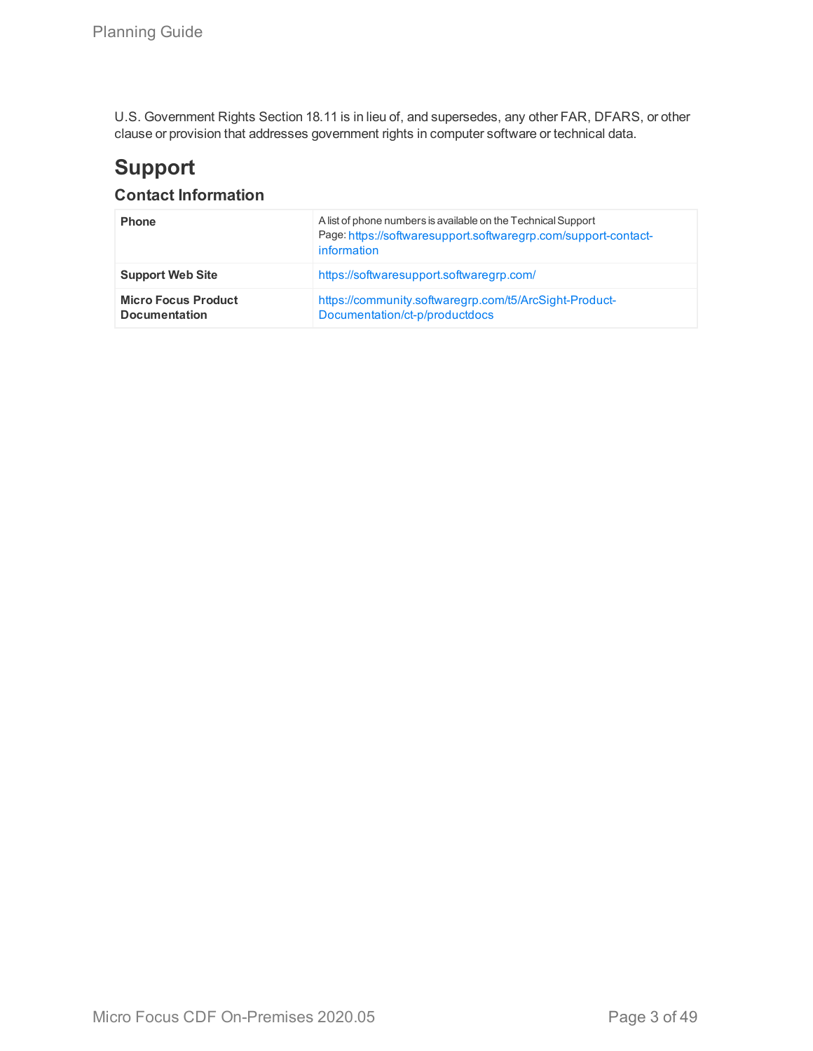U.S. Government Rights Section 18.11 is in lieu of, and supersedes, any other FAR, DFARS, or other clause or provision that addresses government rights in computer software or technical data.

# Support

## Contact Information

| | |
|---|---|
| **Phone** | A list of phone numbers is available on the Technical Support Page: https://softwaresupport.softwaregrp.com/support-contact-information |
| **Support Web Site** | https://softwaresupport.softwaregrp.com/ |
| **Micro Focus Product Documentation** | https://community.softwaregrp.com/t5/ArcSight-Product-Documentation/ct-p/productdocs |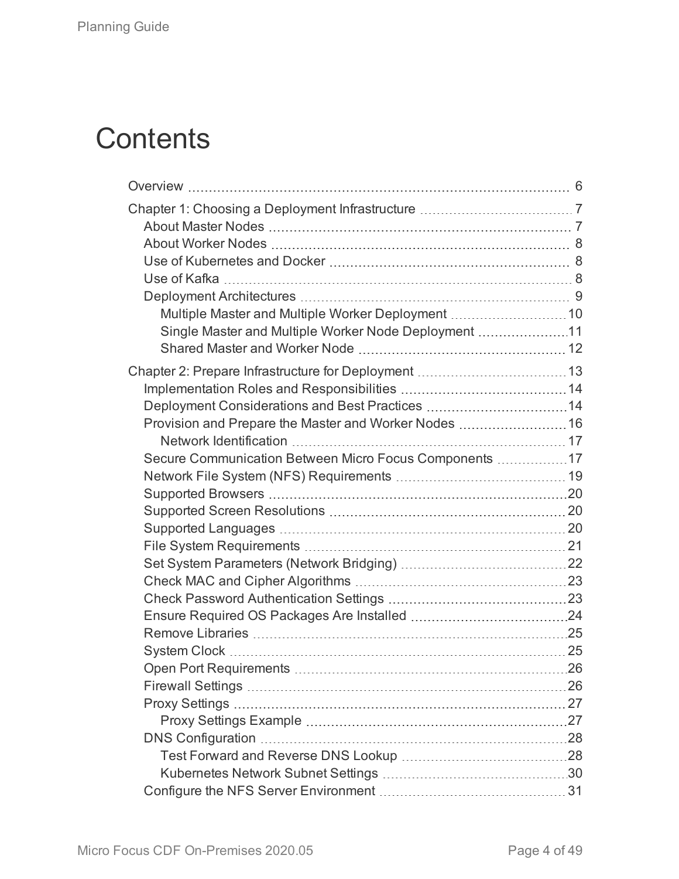# Contents

- Overview 6
- Chapter 1: Choosing a Deployment Infrastructure 7
  - About Master Nodes 7
  - About Worker Nodes 8
  - Use of Kubernetes and Docker 8
  - Use of Kafka 8
  - Deployment Architectures 9
    - Multiple Master and Multiple Worker Deployment 10
    - Single Master and Multiple Worker Node Deployment 11
    - Shared Master and Worker Node 12
- Chapter 2: Prepare Infrastructure for Deployment 13
  - Implementation Roles and Responsibilities 14
  - Deployment Considerations and Best Practices 14
  - Provision and Prepare the Master and Worker Nodes 16
    - Network Identification 17
  - Secure Communication Between Micro Focus Components 17
  - Network File System (NFS) Requirements 19
  - Supported Browsers 20
  - Supported Screen Resolutions 20
  - Supported Languages 20
  - File System Requirements 21
  - Set System Parameters (Network Bridging) 22
  - Check MAC and Cipher Algorithms 23
  - Check Password Authentication Settings 23
  - Ensure Required OS Packages Are Installed 24
  - Remove Libraries 25
  - System Clock 25
  - Open Port Requirements 26
  - Firewall Settings 26
  - Proxy Settings 27
    - Proxy Settings Example 27
  - DNS Configuration 28
    - Test Forward and Reverse DNS Lookup 28
    - Kubernetes Network Subnet Settings 30
  - Configure the NFS Server Environment 31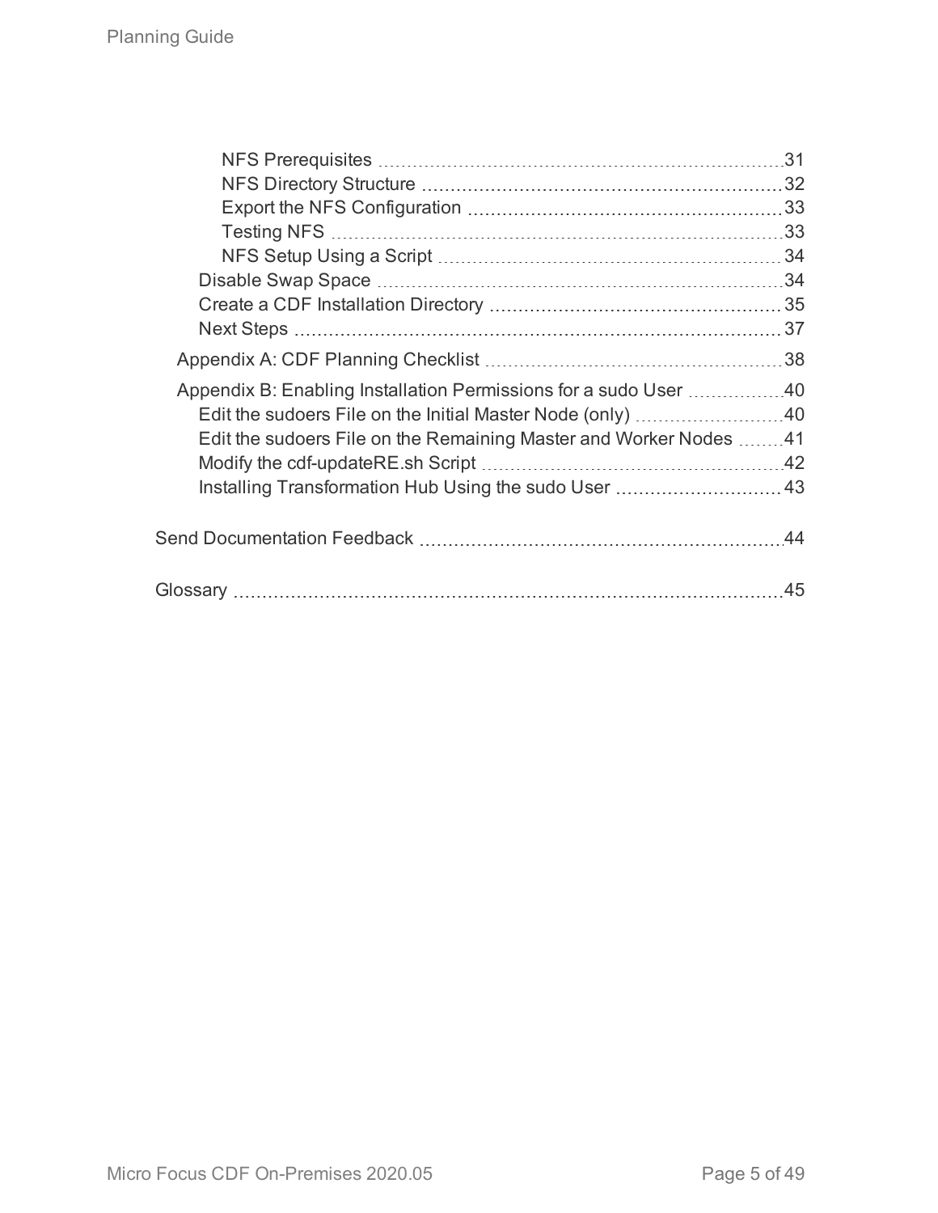- NFS Prerequisites 31
- NFS Directory Structure 32
- Export the NFS Configuration 33
- Testing NFS 33
- NFS Setup Using a Script 34
- Disable Swap Space 34
- Create a CDF Installation Directory 35
- Next Steps 37

Appendix A: CDF Planning Checklist 38

Appendix B: Enabling Installation Permissions for a sudo User 40

- Edit the sudoers File on the Initial Master Node (only) 40
- Edit the sudoers File on the Remaining Master and Worker Nodes 41
- Modify the cdf-updateRE.sh Script 42
- Installing Transformation Hub Using the sudo User 43

Send Documentation Feedback 44

Glossary 45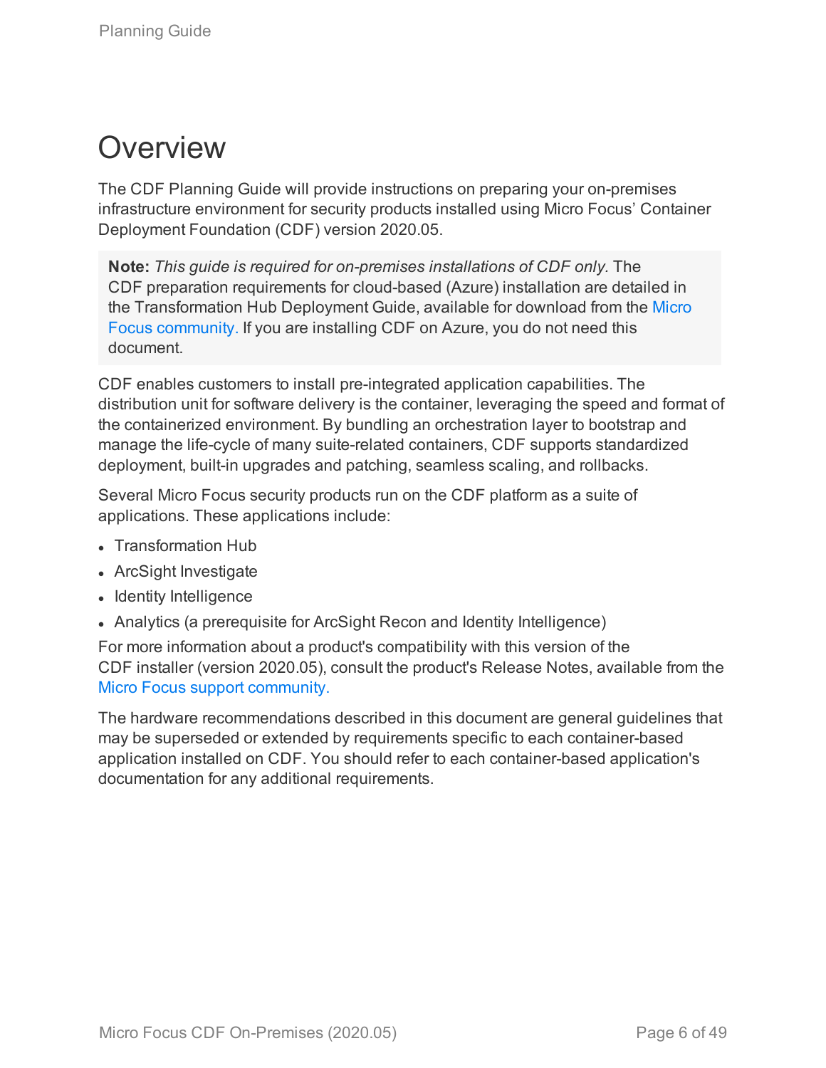# Overview

The CDF Planning Guide will provide instructions on preparing your on-premises infrastructure environment for security products installed using Micro Focus' Container Deployment Foundation (CDF) version 2020.05.

> **Note:** *This guide is required for on-premises installations of CDF only.* The CDF preparation requirements for cloud-based (Azure) installation are detailed in the Transformation Hub Deployment Guide, available for download from the Micro Focus community. If you are installing CDF on Azure, you do not need this document.

CDF enables customers to install pre-integrated application capabilities. The distribution unit for software delivery is the container, leveraging the speed and format of the containerized environment. By bundling an orchestration layer to bootstrap and manage the life-cycle of many suite-related containers, CDF supports standardized deployment, built-in upgrades and patching, seamless scaling, and rollbacks.

Several Micro Focus security products run on the CDF platform as a suite of applications. These applications include:

- Transformation Hub
- ArcSight Investigate
- Identity Intelligence
- Analytics (a prerequisite for ArcSight Recon and Identity Intelligence)

For more information about a product's compatibility with this version of the CDF installer (version 2020.05), consult the product's Release Notes, available from the Micro Focus support community.

The hardware recommendations described in this document are general guidelines that may be superseded or extended by requirements specific to each container-based application installed on CDF. You should refer to each container-based application's documentation for any additional requirements.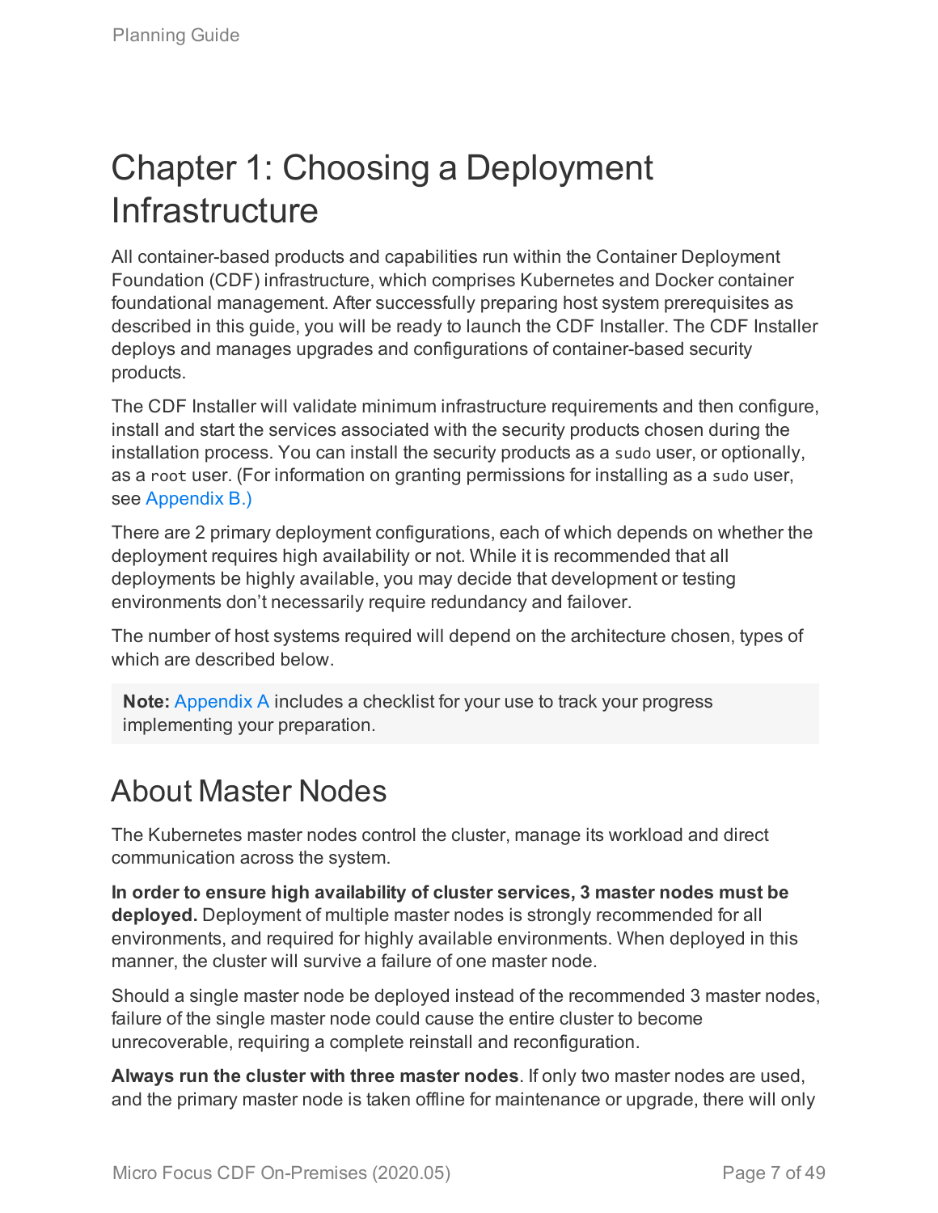# Chapter 1: Choosing a Deployment Infrastructure

All container-based products and capabilities run within the Container Deployment Foundation (CDF) infrastructure, which comprises Kubernetes and Docker container foundational management. After successfully preparing host system prerequisites as described in this guide, you will be ready to launch the CDF Installer. The CDF Installer deploys and manages upgrades and configurations of container-based security products.

The CDF Installer will validate minimum infrastructure requirements and then configure, install and start the services associated with the security products chosen during the installation process. You can install the security products as a `sudo` user, or optionally, as a `root` user. (For information on granting permissions for installing as a `sudo` user, see Appendix B.)

There are 2 primary deployment configurations, each of which depends on whether the deployment requires high availability or not. While it is recommended that all deployments be highly available, you may decide that development or testing environments don't necessarily require redundancy and failover.

The number of host systems required will depend on the architecture chosen, types of which are described below.

> **Note:** Appendix A includes a checklist for your use to track your progress implementing your preparation.

## About Master Nodes

The Kubernetes master nodes control the cluster, manage its workload and direct communication across the system.

**In order to ensure high availability of cluster services, 3 master nodes must be deployed.** Deployment of multiple master nodes is strongly recommended for all environments, and required for highly available environments. When deployed in this manner, the cluster will survive a failure of one master node.

Should a single master node be deployed instead of the recommended 3 master nodes, failure of the single master node could cause the entire cluster to become unrecoverable, requiring a complete reinstall and reconfiguration.

**Always run the cluster with three master nodes**. If only two master nodes are used, and the primary master node is taken offline for maintenance or upgrade, there will only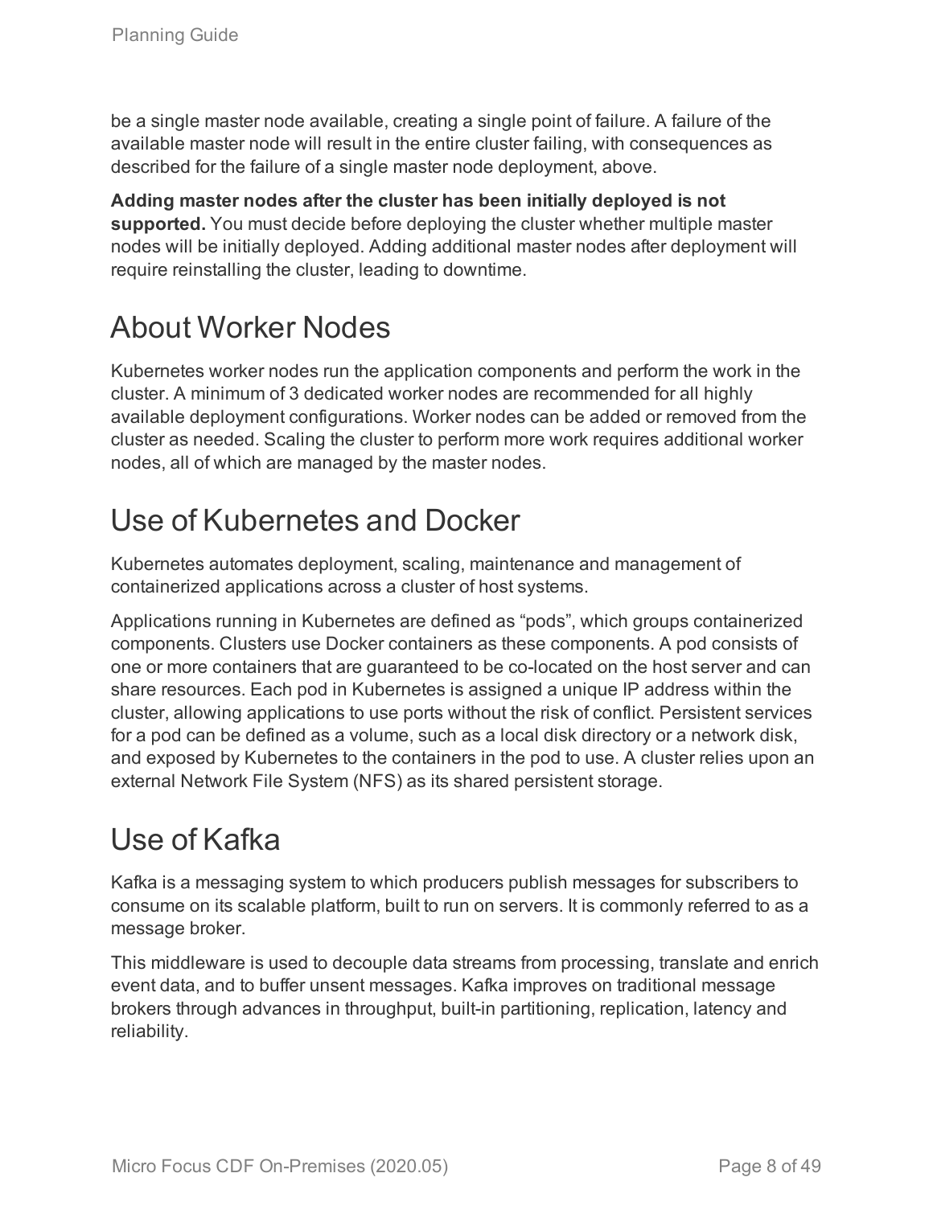be a single master node available, creating a single point of failure. A failure of the available master node will result in the entire cluster failing, with consequences as described for the failure of a single master node deployment, above.

**Adding master nodes after the cluster has been initially deployed is not supported.** You must decide before deploying the cluster whether multiple master nodes will be initially deployed. Adding additional master nodes after deployment will require reinstalling the cluster, leading to downtime.

# About Worker Nodes

Kubernetes worker nodes run the application components and perform the work in the cluster. A minimum of 3 dedicated worker nodes are recommended for all highly available deployment configurations. Worker nodes can be added or removed from the cluster as needed. Scaling the cluster to perform more work requires additional worker nodes, all of which are managed by the master nodes.

# Use of Kubernetes and Docker

Kubernetes automates deployment, scaling, maintenance and management of containerized applications across a cluster of host systems.

Applications running in Kubernetes are defined as “pods”, which groups containerized components. Clusters use Docker containers as these components. A pod consists of one or more containers that are guaranteed to be co-located on the host server and can share resources. Each pod in Kubernetes is assigned a unique IP address within the cluster, allowing applications to use ports without the risk of conflict. Persistent services for a pod can be defined as a volume, such as a local disk directory or a network disk, and exposed by Kubernetes to the containers in the pod to use. A cluster relies upon an external Network File System (NFS) as its shared persistent storage.

# Use of Kafka

Kafka is a messaging system to which producers publish messages for subscribers to consume on its scalable platform, built to run on servers. It is commonly referred to as a message broker.

This middleware is used to decouple data streams from processing, translate and enrich event data, and to buffer unsent messages. Kafka improves on traditional message brokers through advances in throughput, built-in partitioning, replication, latency and reliability.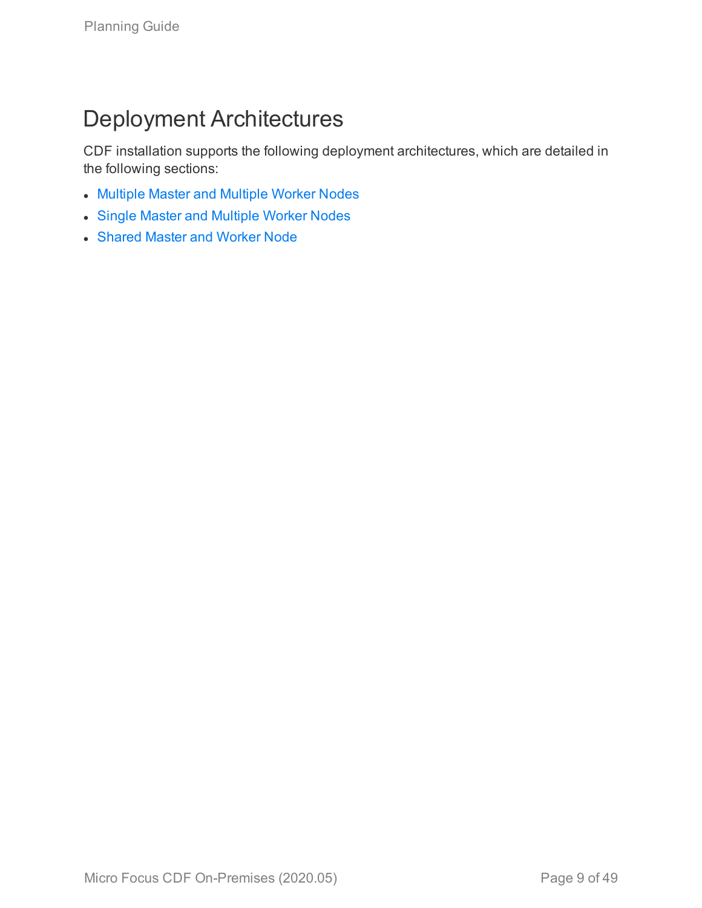# Deployment Architectures

CDF installation supports the following deployment architectures, which are detailed in the following sections:

- Multiple Master and Multiple Worker Nodes
- Single Master and Multiple Worker Nodes
- Shared Master and Worker Node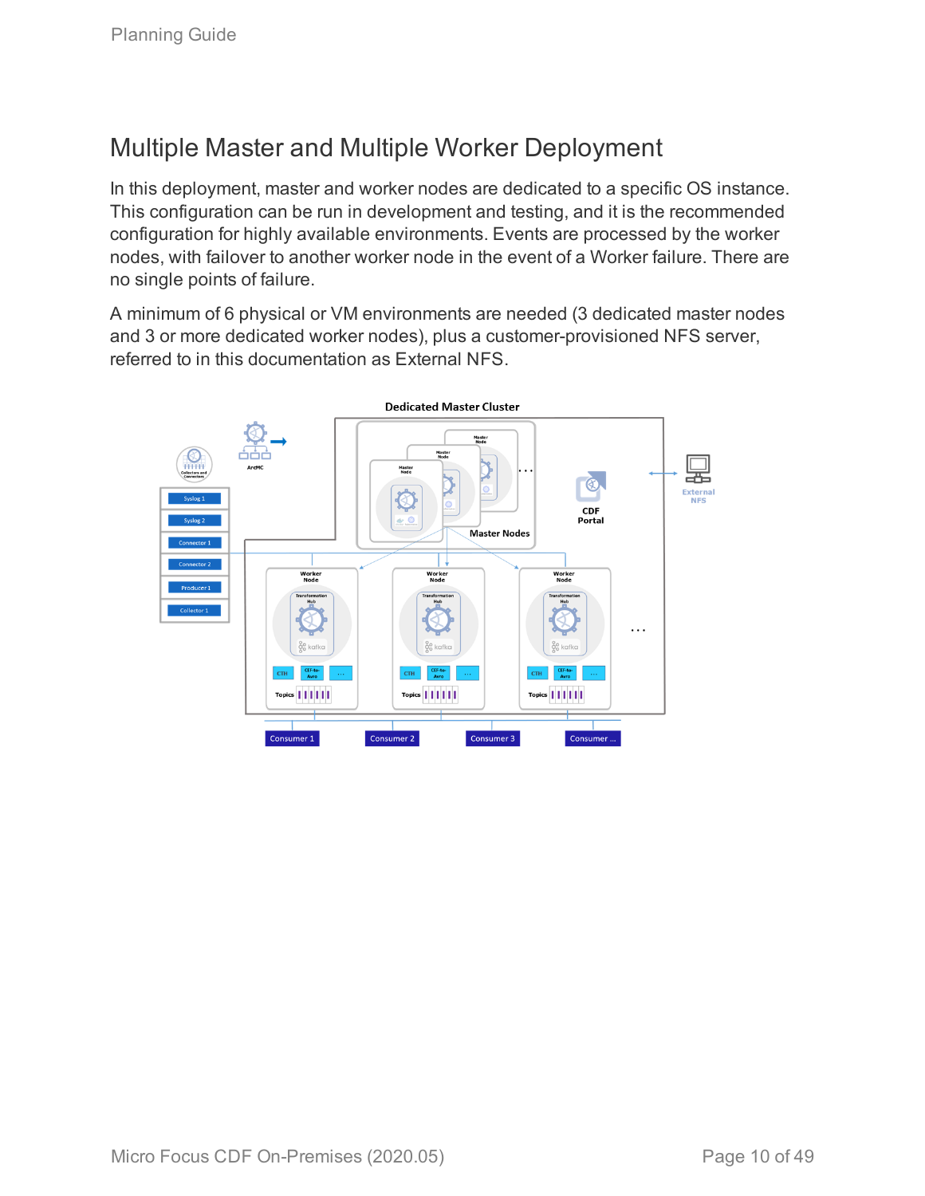## Multiple Master and Multiple Worker Deployment

In this deployment, master and worker nodes are dedicated to a specific OS instance. This configuration can be run in development and testing, and it is the recommended configuration for highly available environments. Events are processed by the worker nodes, with failover to another worker node in the event of a Worker failure. There are no single points of failure.

A minimum of 6 physical or VM environments are needed (3 dedicated master nodes and 3 or more dedicated worker nodes), plus a customer-provisioned NFS server, referred to in this documentation as External NFS.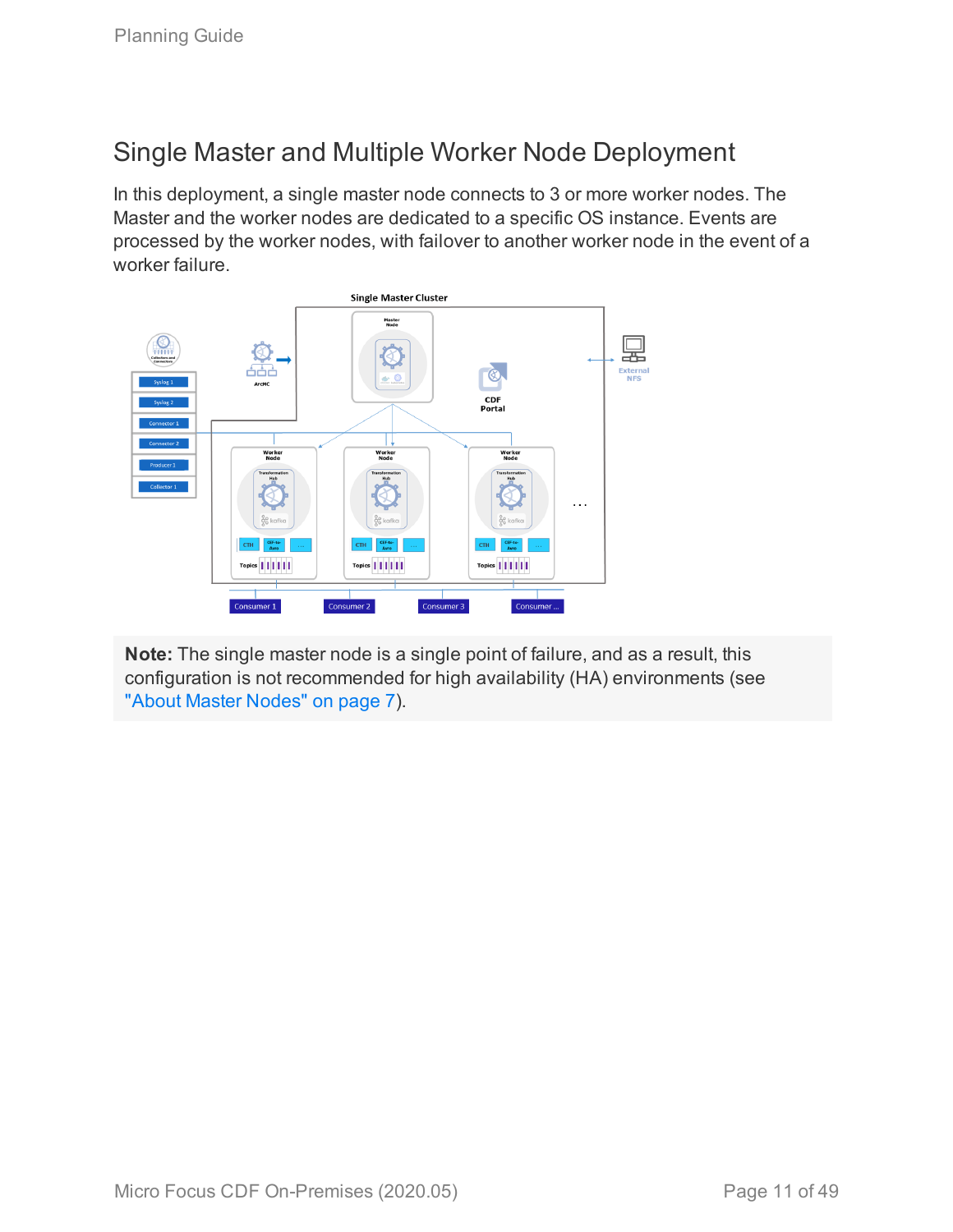## Single Master and Multiple Worker Node Deployment

In this deployment, a single master node connects to 3 or more worker nodes. The Master and the worker nodes are dedicated to a specific OS instance. Events are processed by the worker nodes, with failover to another worker node in the event of a worker failure.

**Note:** The single master node is a single point of failure, and as a result, this configuration is not recommended for high availability (HA) environments (see "About Master Nodes" on page 7).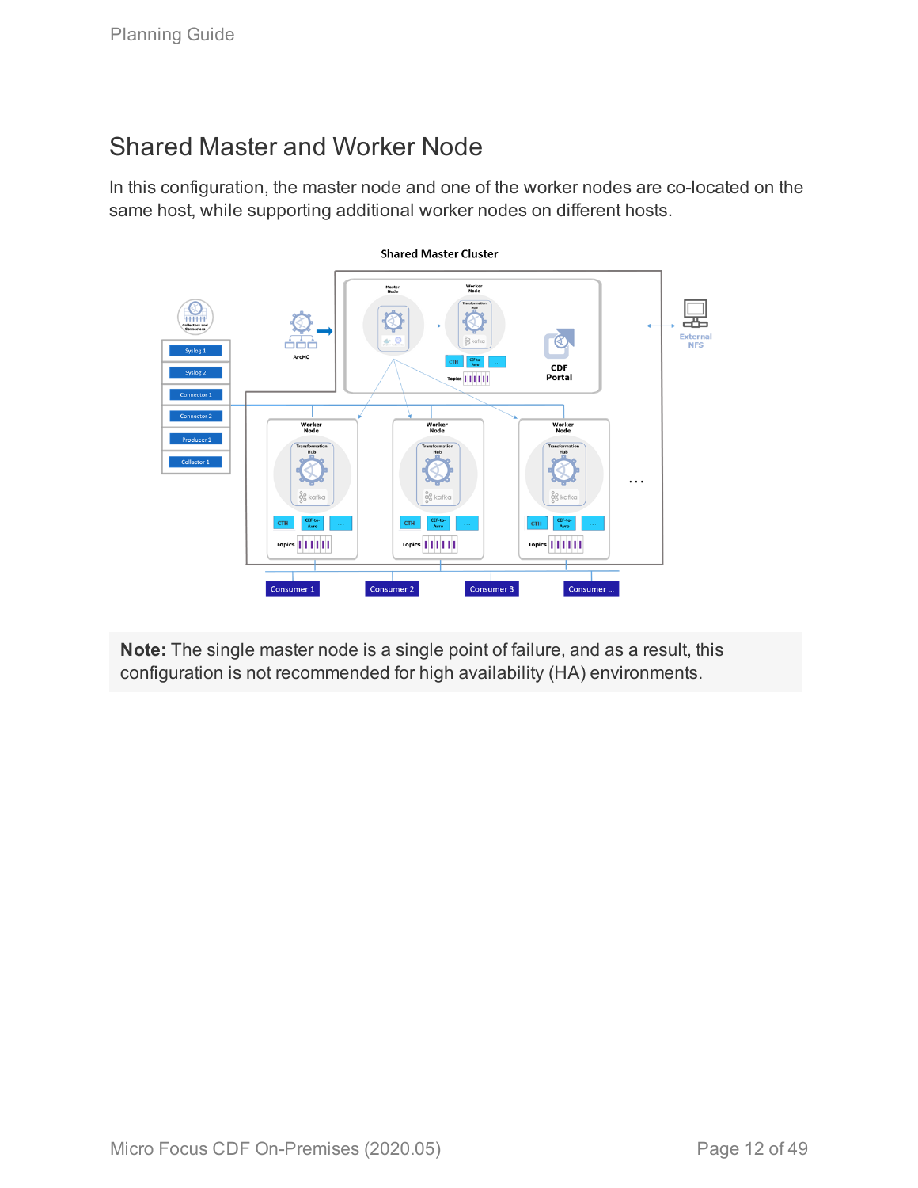## Shared Master and Worker Node

In this configuration, the master node and one of the worker nodes are co-located on the same host, while supporting additional worker nodes on different hosts.

**Note:** The single master node is a single point of failure, and as a result, this configuration is not recommended for high availability (HA) environments.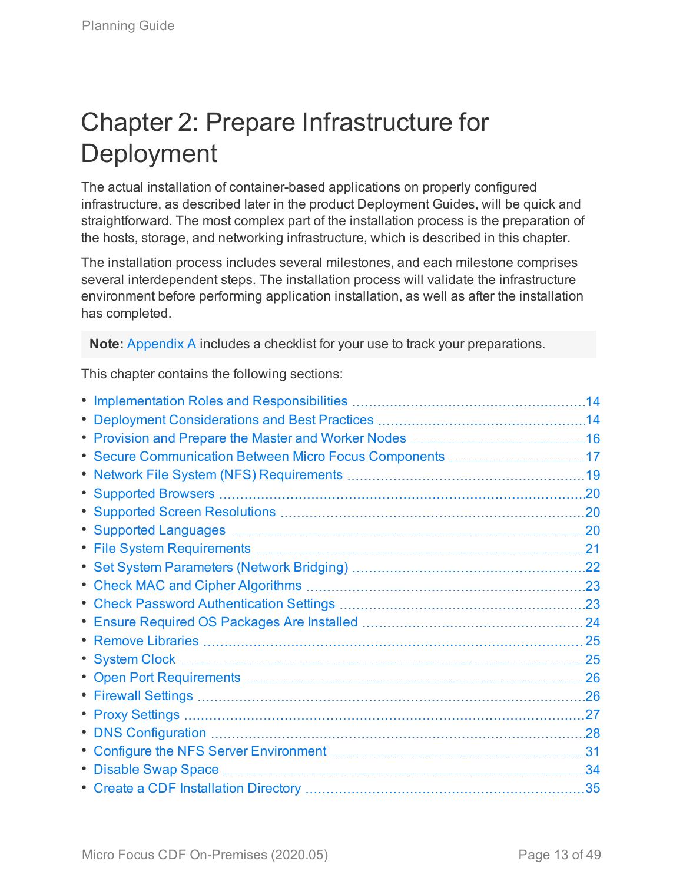# Chapter 2: Prepare Infrastructure for Deployment

The actual installation of container-based applications on properly configured infrastructure, as described later in the product Deployment Guides, will be quick and straightforward. The most complex part of the installation process is the preparation of the hosts, storage, and networking infrastructure, which is described in this chapter.

The installation process includes several milestones, and each milestone comprises several interdependent steps. The installation process will validate the infrastructure environment before performing application installation, as well as after the installation has completed.

> **Note:** Appendix A includes a checklist for your use to track your preparations.

This chapter contains the following sections:

- Implementation Roles and Responsibilities ... 14
- Deployment Considerations and Best Practices ... 14
- Provision and Prepare the Master and Worker Nodes ... 16
- Secure Communication Between Micro Focus Components ... 17
- Network File System (NFS) Requirements ... 19
- Supported Browsers ... 20
- Supported Screen Resolutions ... 20
- Supported Languages ... 20
- File System Requirements ... 21
- Set System Parameters (Network Bridging) ... 22
- Check MAC and Cipher Algorithms ... 23
- Check Password Authentication Settings ... 23
- Ensure Required OS Packages Are Installed ... 24
- Remove Libraries ... 25
- System Clock ... 25
- Open Port Requirements ... 26
- Firewall Settings ... 26
- Proxy Settings ... 27
- DNS Configuration ... 28
- Configure the NFS Server Environment ... 31
- Disable Swap Space ... 34
- Create a CDF Installation Directory ... 35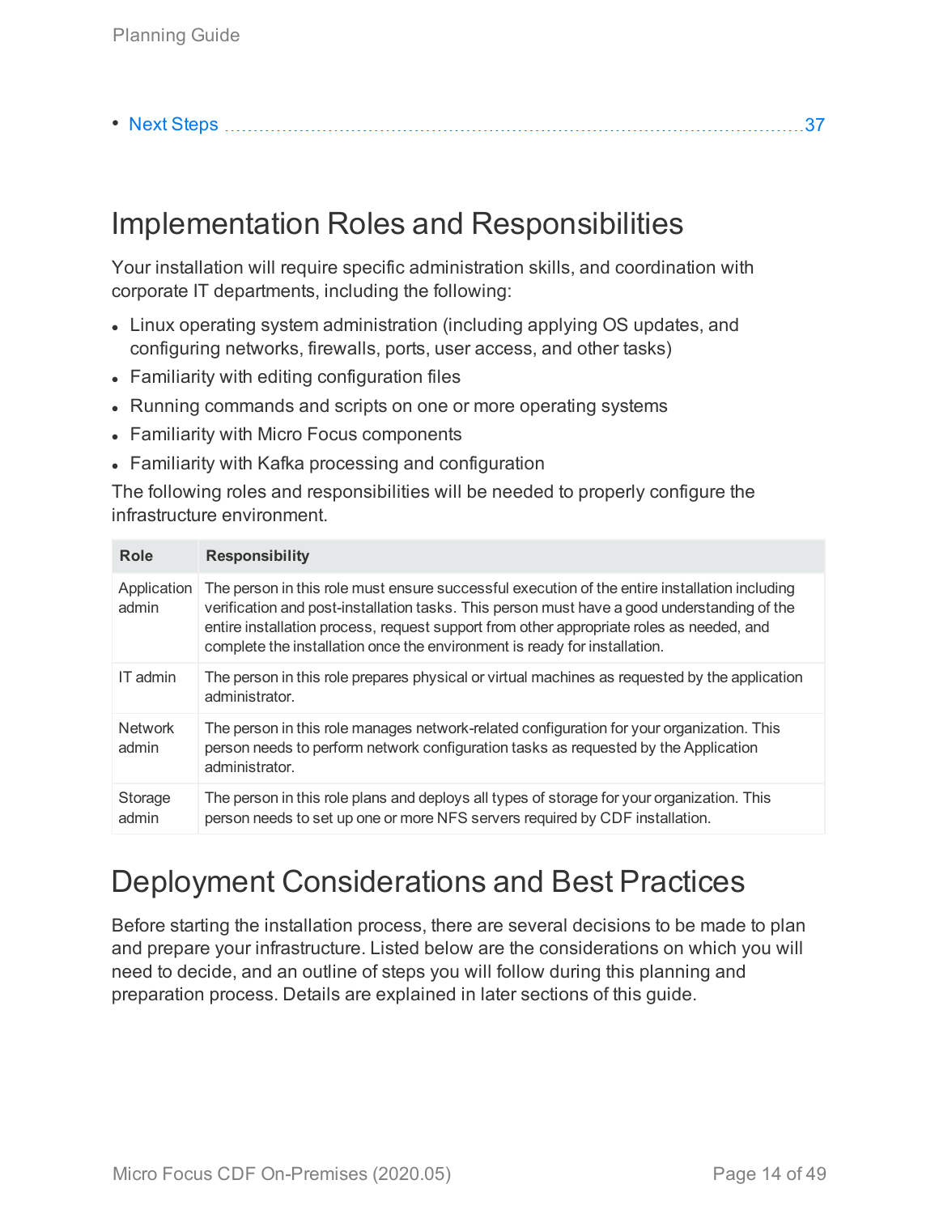- Next Steps 37

# Implementation Roles and Responsibilities

Your installation will require specific administration skills, and coordination with corporate IT departments, including the following:

- Linux operating system administration (including applying OS updates, and configuring networks, firewalls, ports, user access, and other tasks)
- Familiarity with editing configuration files
- Running commands and scripts on one or more operating systems
- Familiarity with Micro Focus components
- Familiarity with Kafka processing and configuration

The following roles and responsibilities will be needed to properly configure the infrastructure environment.

| Role | Responsibility |
| --- | --- |
| Application admin | The person in this role must ensure successful execution of the entire installation including verification and post-installation tasks. This person must have a good understanding of the entire installation process, request support from other appropriate roles as needed, and complete the installation once the environment is ready for installation. |
| IT admin | The person in this role prepares physical or virtual machines as requested by the application administrator. |
| Network admin | The person in this role manages network-related configuration for your organization. This person needs to perform network configuration tasks as requested by the Application administrator. |
| Storage admin | The person in this role plans and deploys all types of storage for your organization. This person needs to set up one or more NFS servers required by CDF installation. |

# Deployment Considerations and Best Practices

Before starting the installation process, there are several decisions to be made to plan and prepare your infrastructure. Listed below are the considerations on which you will need to decide, and an outline of steps you will follow during this planning and preparation process. Details are explained in later sections of this guide.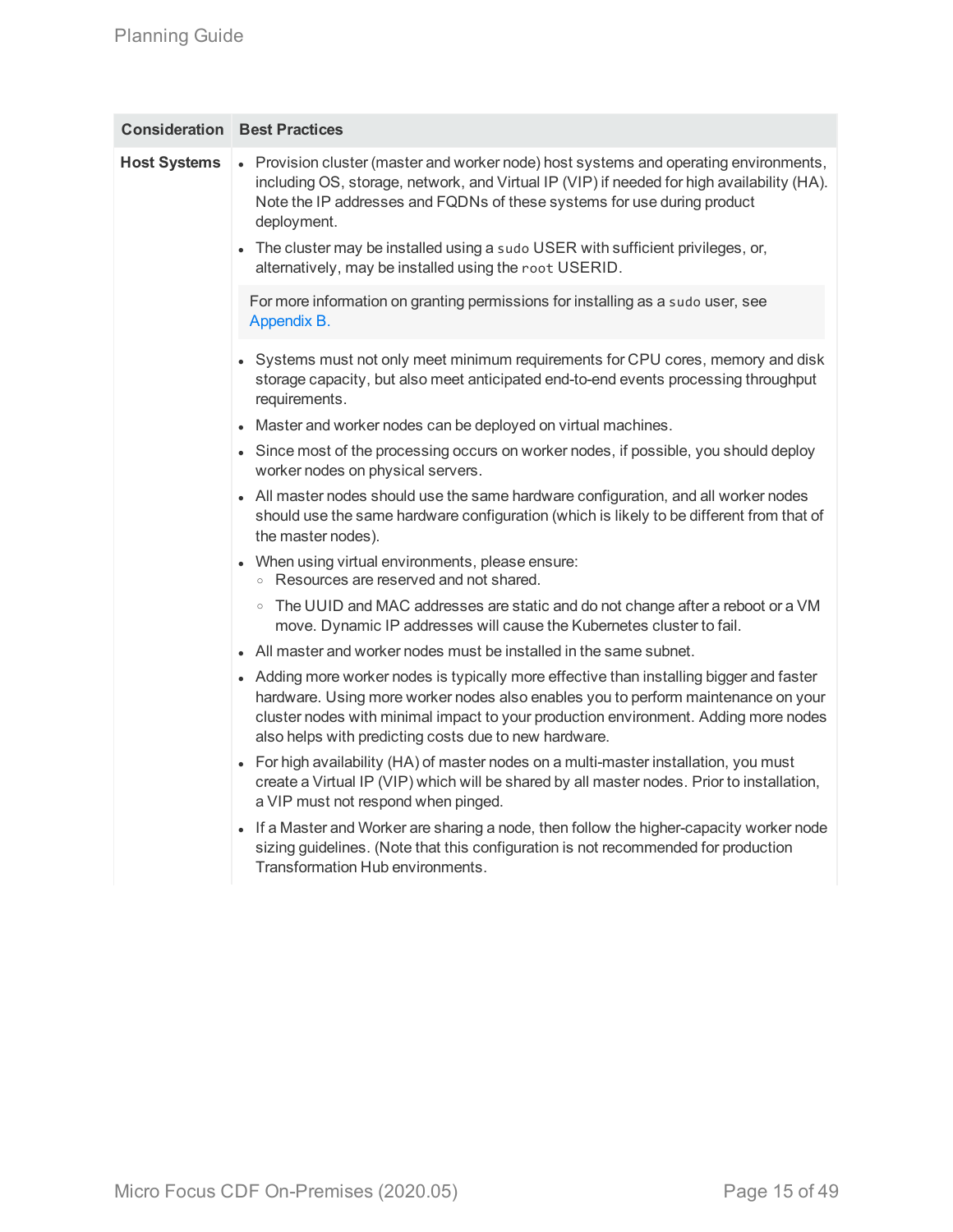| Consideration | Best Practices |
|---|---|
| **Host Systems** | • Provision cluster (master and worker node) host systems and operating environments, including OS, storage, network, and Virtual IP (VIP) if needed for high availability (HA). Note the IP addresses and FQDNs of these systems for use during product deployment.<br>• The cluster may be installed using a `sudo` USER with sufficient privileges, or, alternatively, may be installed using the `root` USERID.<br><br>For more information on granting permissions for installing as a `sudo` user, see Appendix B.<br><br>• Systems must not only meet minimum requirements for CPU cores, memory and disk storage capacity, but also meet anticipated end-to-end events processing throughput requirements.<br>• Master and worker nodes can be deployed on virtual machines.<br>• Since most of the processing occurs on worker nodes, if possible, you should deploy worker nodes on physical servers.<br>• All master nodes should use the same hardware configuration, and all worker nodes should use the same hardware configuration (which is likely to be different from that of the master nodes).<br>• When using virtual environments, please ensure:<br>&nbsp;&nbsp;◦ Resources are reserved and not shared.<br>&nbsp;&nbsp;◦ The UUID and MAC addresses are static and do not change after a reboot or a VM move. Dynamic IP addresses will cause the Kubernetes cluster to fail.<br>• All master and worker nodes must be installed in the same subnet.<br>• Adding more worker nodes is typically more effective than installing bigger and faster hardware. Using more worker nodes also enables you to perform maintenance on your cluster nodes with minimal impact to your production environment. Adding more nodes also helps with predicting costs due to new hardware.<br>• For high availability (HA) of master nodes on a multi-master installation, you must create a Virtual IP (VIP) which will be shared by all master nodes. Prior to installation, a VIP must not respond when pinged.<br>• If a Master and Worker are sharing a node, then follow the higher-capacity worker node sizing guidelines. (Note that this configuration is not recommended for production Transformation Hub environments. |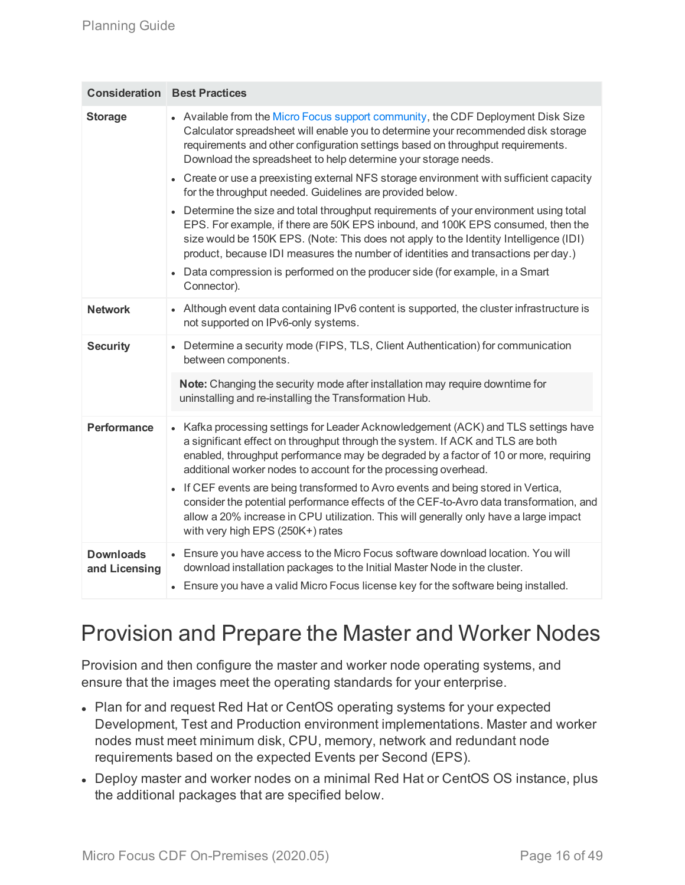| Consideration | Best Practices |
| --- | --- |
| **Storage** | • Available from the Micro Focus support community, the CDF Deployment Disk Size Calculator spreadsheet will enable you to determine your recommended disk storage requirements and other configuration settings based on throughput requirements. Download the spreadsheet to help determine your storage needs.<br>• Create or use a preexisting external NFS storage environment with sufficient capacity for the throughput needed. Guidelines are provided below.<br>• Determine the size and total throughput requirements of your environment using total EPS. For example, if there are 50K EPS inbound, and 100K EPS consumed, then the size would be 150K EPS. (Note: This does not apply to the Identity Intelligence (IDI) product, because IDI measures the number of identities and transactions per day.)<br>• Data compression is performed on the producer side (for example, in a Smart Connector). |
| **Network** | • Although event data containing IPv6 content is supported, the cluster infrastructure is not supported on IPv6-only systems. |
| **Security** | • Determine a security mode (FIPS, TLS, Client Authentication) for communication between components.<br><br>**Note:** Changing the security mode after installation may require downtime for uninstalling and re-installing the Transformation Hub. |
| **Performance** | • Kafka processing settings for Leader Acknowledgement (ACK) and TLS settings have a significant effect on throughput through the system. If ACK and TLS are both enabled, throughput performance may be degraded by a factor of 10 or more, requiring additional worker nodes to account for the processing overhead.<br>• If CEF events are being transformed to Avro events and being stored in Vertica, consider the potential performance effects of the CEF-to-Avro data transformation, and allow a 20% increase in CPU utilization. This will generally only have a large impact with very high EPS (250K+) rates |
| **Downloads and Licensing** | • Ensure you have access to the Micro Focus software download location. You will download installation packages to the Initial Master Node in the cluster.<br>• Ensure you have a valid Micro Focus license key for the software being installed. |

# Provision and Prepare the Master and Worker Nodes

Provision and then configure the master and worker node operating systems, and ensure that the images meet the operating standards for your enterprise.

- Plan for and request Red Hat or CentOS operating systems for your expected Development, Test and Production environment implementations. Master and worker nodes must meet minimum disk, CPU, memory, network and redundant node requirements based on the expected Events per Second (EPS).
- Deploy master and worker nodes on a minimal Red Hat or CentOS OS instance, plus the additional packages that are specified below.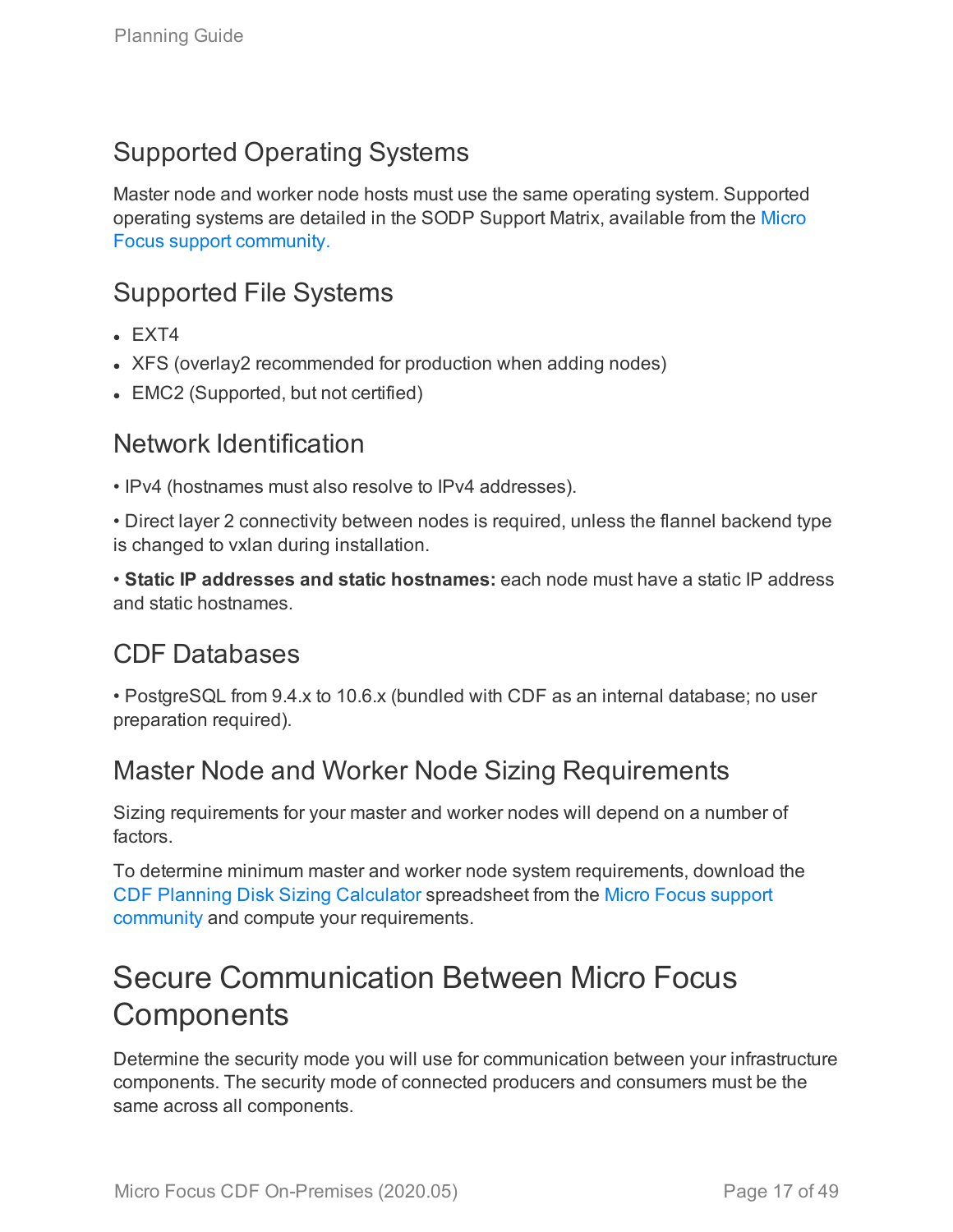## Supported Operating Systems

Master node and worker node hosts must use the same operating system. Supported operating systems are detailed in the SODP Support Matrix, available from the Micro Focus support community.

## Supported File Systems

- EXT4
- XFS (overlay2 recommended for production when adding nodes)
- EMC2 (Supported, but not certified)

## Network Identification

• IPv4 (hostnames must also resolve to IPv4 addresses).

• Direct layer 2 connectivity between nodes is required, unless the flannel backend type is changed to vxlan during installation.

• **Static IP addresses and static hostnames:** each node must have a static IP address and static hostnames.

## CDF Databases

• PostgreSQL from 9.4.x to 10.6.x (bundled with CDF as an internal database; no user preparation required).

## Master Node and Worker Node Sizing Requirements

Sizing requirements for your master and worker nodes will depend on a number of factors.

To determine minimum master and worker node system requirements, download the CDF Planning Disk Sizing Calculator spreadsheet from the Micro Focus support community and compute your requirements.

# Secure Communication Between Micro Focus Components

Determine the security mode you will use for communication between your infrastructure components. The security mode of connected producers and consumers must be the same across all components.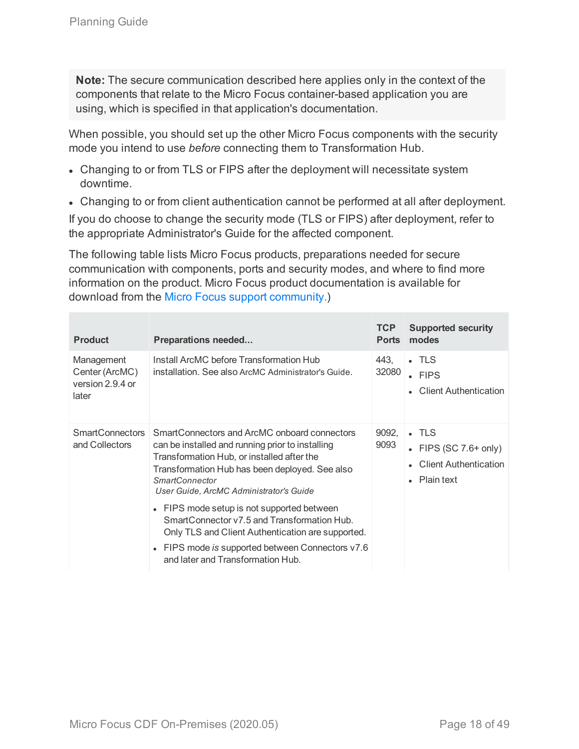**Note:** The secure communication described here applies only in the context of the components that relate to the Micro Focus container-based application you are using, which is specified in that application's documentation.

When possible, you should set up the other Micro Focus components with the security mode you intend to use *before* connecting them to Transformation Hub.

- Changing to or from TLS or FIPS after the deployment will necessitate system downtime.
- Changing to or from client authentication cannot be performed at all after deployment.

If you do choose to change the security mode (TLS or FIPS) after deployment, refer to the appropriate Administrator's Guide for the affected component.

The following table lists Micro Focus products, preparations needed for secure communication with components, ports and security modes, and where to find more information on the product. Micro Focus product documentation is available for download from the Micro Focus support community.)

| Product | Preparations needed... | TCP Ports | Supported security modes |
|---|---|---|---|
| Management Center (ArcMC) version 2.9.4 or later | Install ArcMC before Transformation Hub installation. See also ArcMC Administrator's Guide. | 443, 32080 | • TLS<br>• FIPS<br>• Client Authentication |
| SmartConnectors and Collectors | SmartConnectors and ArcMC onboard connectors can be installed and running prior to installing Transformation Hub, or installed after the Transformation Hub has been deployed. See also *SmartConnector User Guide, ArcMC Administrator's Guide*<br>• FIPS mode setup is not supported between SmartConnector v7.5 and Transformation Hub. Only TLS and Client Authentication are supported.<br>• FIPS mode *is* supported between Connectors v7.6 and later and Transformation Hub. | 9092, 9093 | • TLS<br>• FIPS (SC 7.6+ only)<br>• Client Authentication<br>• Plain text |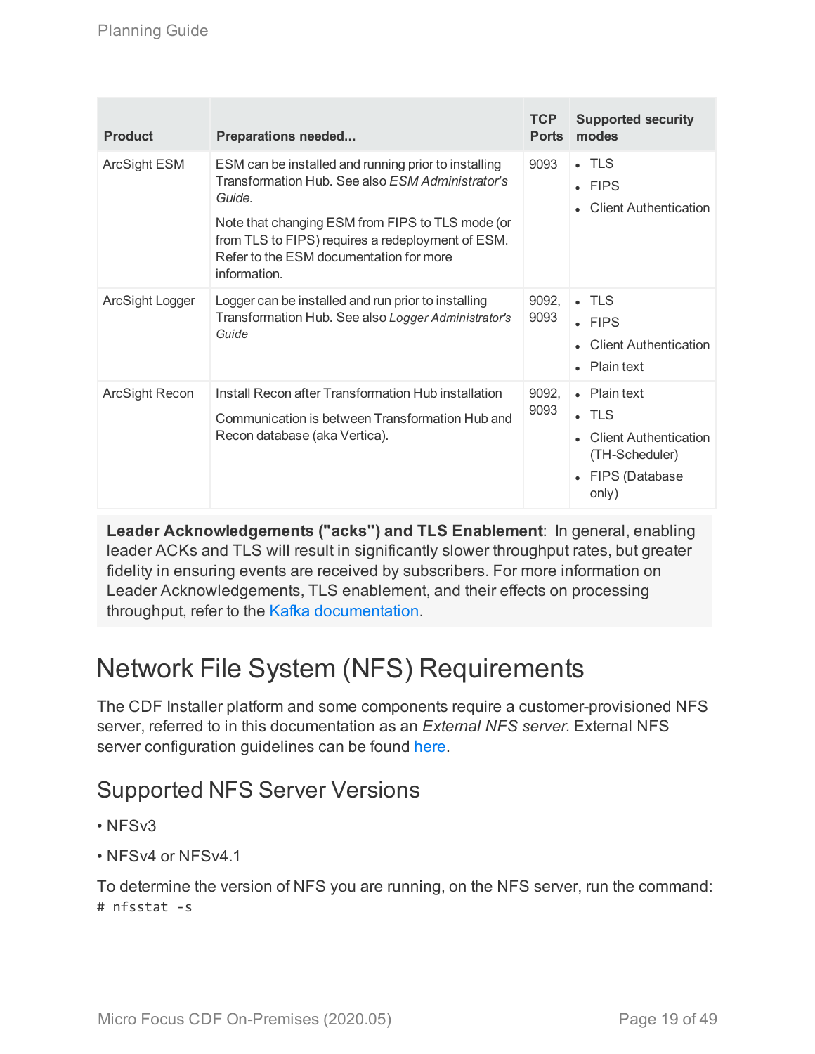| Product | Preparations needed... | TCP Ports | Supported security modes |
| --- | --- | --- | --- |
| ArcSight ESM | ESM can be installed and running prior to installing Transformation Hub. See also *ESM Administrator's Guide.*<br><br>Note that changing ESM from FIPS to TLS mode (or from TLS to FIPS) requires a redeployment of ESM. Refer to the ESM documentation for more information. | 9093 | • TLS<br>• FIPS<br>• Client Authentication |
| ArcSight Logger | Logger can be installed and run prior to installing Transformation Hub. See also *Logger Administrator's Guide* | 9092, 9093 | • TLS<br>• FIPS<br>• Client Authentication<br>• Plain text |
| ArcSight Recon | Install Recon after Transformation Hub installation<br><br>Communication is between Transformation Hub and Recon database (aka Vertica). | 9092, 9093 | • Plain text<br>• TLS<br>• Client Authentication (TH-Scheduler)<br>• FIPS (Database only) |

**Leader Acknowledgements ("acks") and TLS Enablement**: In general, enabling leader ACKs and TLS will result in significantly slower throughput rates, but greater fidelity in ensuring events are received by subscribers. For more information on Leader Acknowledgements, TLS enablement, and their effects on processing throughput, refer to the Kafka documentation.

# Network File System (NFS) Requirements

The CDF Installer platform and some components require a customer-provisioned NFS server, referred to in this documentation as an *External NFS server.* External NFS server configuration guidelines can be found here.

## Supported NFS Server Versions

• NFSv3

• NFSv4 or NFSv4.1

To determine the version of NFS you are running, on the NFS server, run the command:

```
# nfsstat -s
```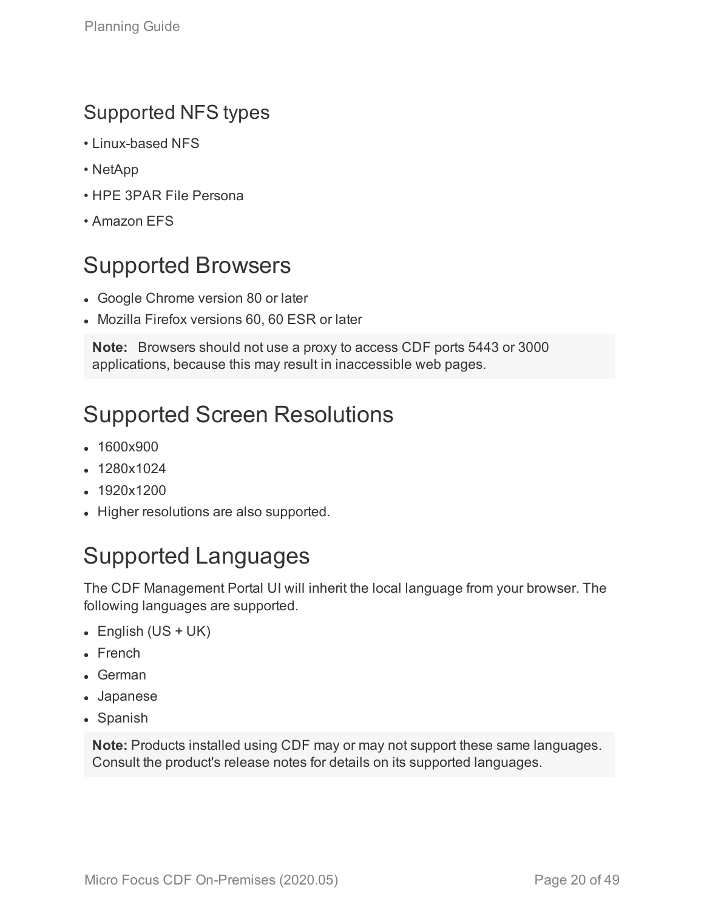### Supported NFS types

- Linux-based NFS
- NetApp
- HPE 3PAR File Persona
- Amazon EFS

## Supported Browsers

- Google Chrome version 80 or later
- Mozilla Firefox versions 60, 60 ESR or later

**Note:** Browsers should not use a proxy to access CDF ports 5443 or 3000 applications, because this may result in inaccessible web pages.

## Supported Screen Resolutions

- 1600x900
- 1280x1024
- 1920x1200
- Higher resolutions are also supported.

## Supported Languages

The CDF Management Portal UI will inherit the local language from your browser. The following languages are supported.

- English (US + UK)
- French
- German
- Japanese
- Spanish

**Note:** Products installed using CDF may or may not support these same languages. Consult the product's release notes for details on its supported languages.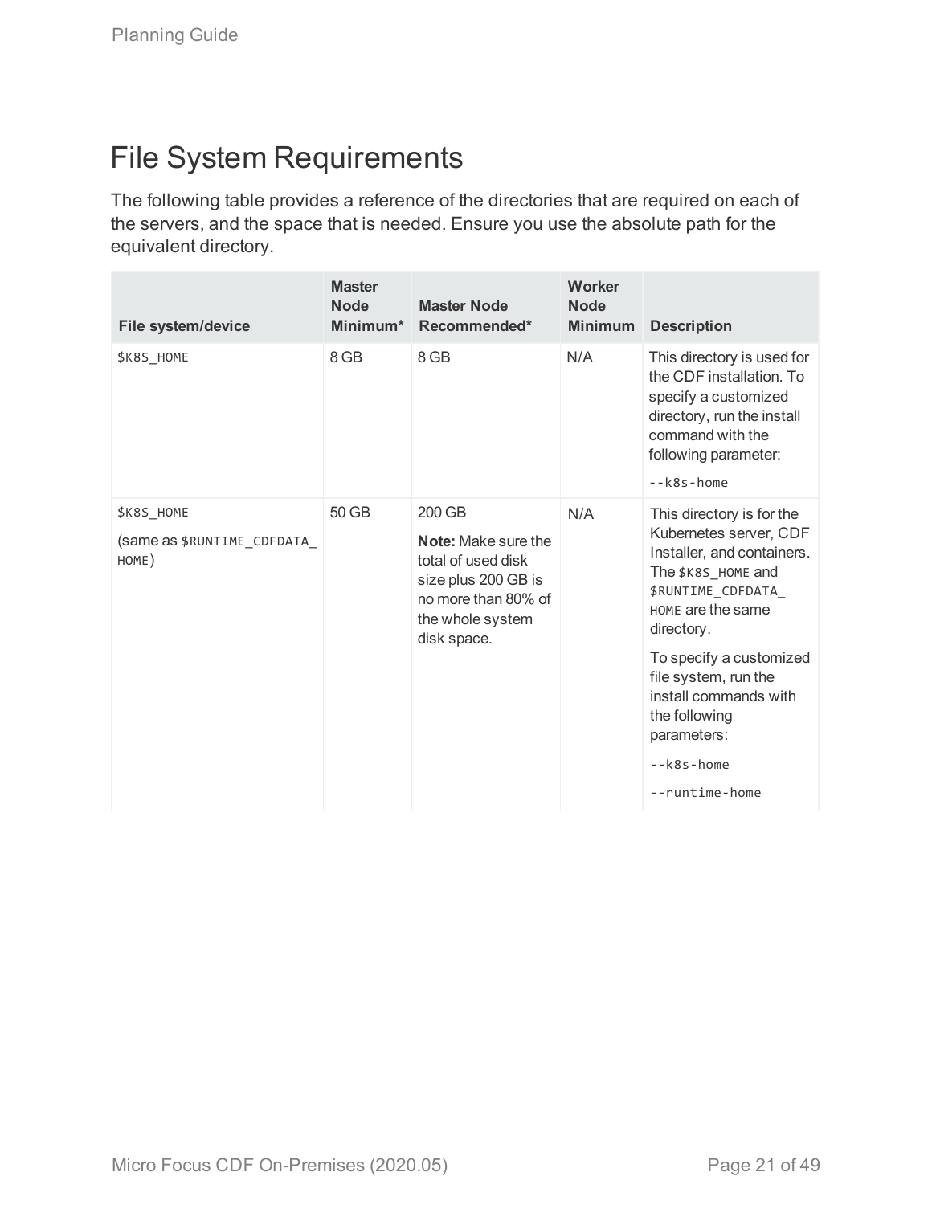# File System Requirements

The following table provides a reference of the directories that are required on each of the servers, and the space that is needed. Ensure you use the absolute path for the equivalent directory.

| File system/device | Master Node Minimum* | Master Node Recommended* | Worker Node Minimum | Description |
|---|---|---|---|---|
| `$K8S_HOME` | 8 GB | 8 GB | N/A | This directory is used for the CDF installation. To specify a customized directory, run the install command with the following parameter:<br>`--k8s-home` |
| `$K8S_HOME`<br>(same as `$RUNTIME_CDFDATA_HOME`) | 50 GB | 200 GB<br>**Note:** Make sure the total of used disk size plus 200 GB is no more than 80% of the whole system disk space. | N/A | This directory is for the Kubernetes server, CDF Installer, and containers. The `$K8S_HOME` and `$RUNTIME_CDFDATA_HOME` are the same directory.<br>To specify a customized file system, run the install commands with the following parameters:<br>`--k8s-home`<br>`--runtime-home` |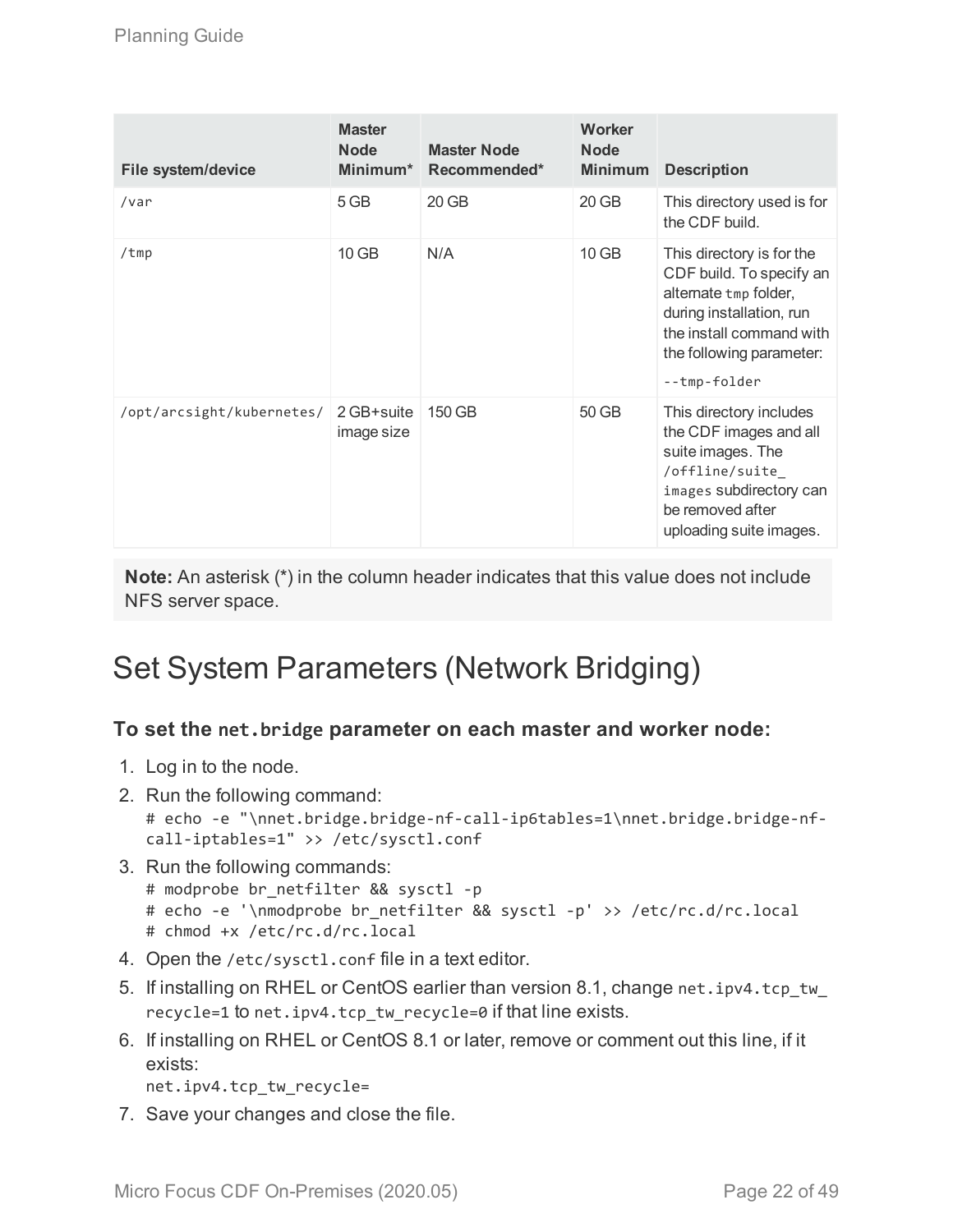| File system/device | Master Node Minimum* | Master Node Recommended* | Worker Node Minimum | Description |
| --- | --- | --- | --- | --- |
| `/var` | 5 GB | 20 GB | 20 GB | This directory used is for the CDF build. |
| `/tmp` | 10 GB | N/A | 10 GB | This directory is for the CDF build. To specify an alternate `tmp` folder, during installation, run the install command with the following parameter: `--tmp-folder` |
| `/opt/arcsight/kubernetes/` | 2 GB+suite image size | 150 GB | 50 GB | This directory includes the CDF images and all suite images. The `/offline/suite_images` subdirectory can be removed after uploading suite images. |

**Note:** An asterisk (*) in the column header indicates that this value does not include NFS server space.

# Set System Parameters (Network Bridging)

### To set the `net.bridge` parameter on each master and worker node:

1. Log in to the node.
2. Run the following command:
   ```
   # echo -e "\nnet.bridge.bridge-nf-call-ip6tables=1\nnet.bridge.bridge-nf-call-iptables=1" >> /etc/sysctl.conf
   ```
3. Run the following commands:
   ```
   # modprobe br_netfilter && sysctl -p
   # echo -e '\nmodprobe br_netfilter && sysctl -p' >> /etc/rc.d/rc.local
   # chmod +x /etc/rc.d/rc.local
   ```
4. Open the `/etc/sysctl.conf` file in a text editor.
5. If installing on RHEL or CentOS earlier than version 8.1, change `net.ipv4.tcp_tw_recycle=1` to `net.ipv4.tcp_tw_recycle=0` if that line exists.
6. If installing on RHEL or CentOS 8.1 or later, remove or comment out this line, if it exists:
   `net.ipv4.tcp_tw_recycle=`
7. Save your changes and close the file.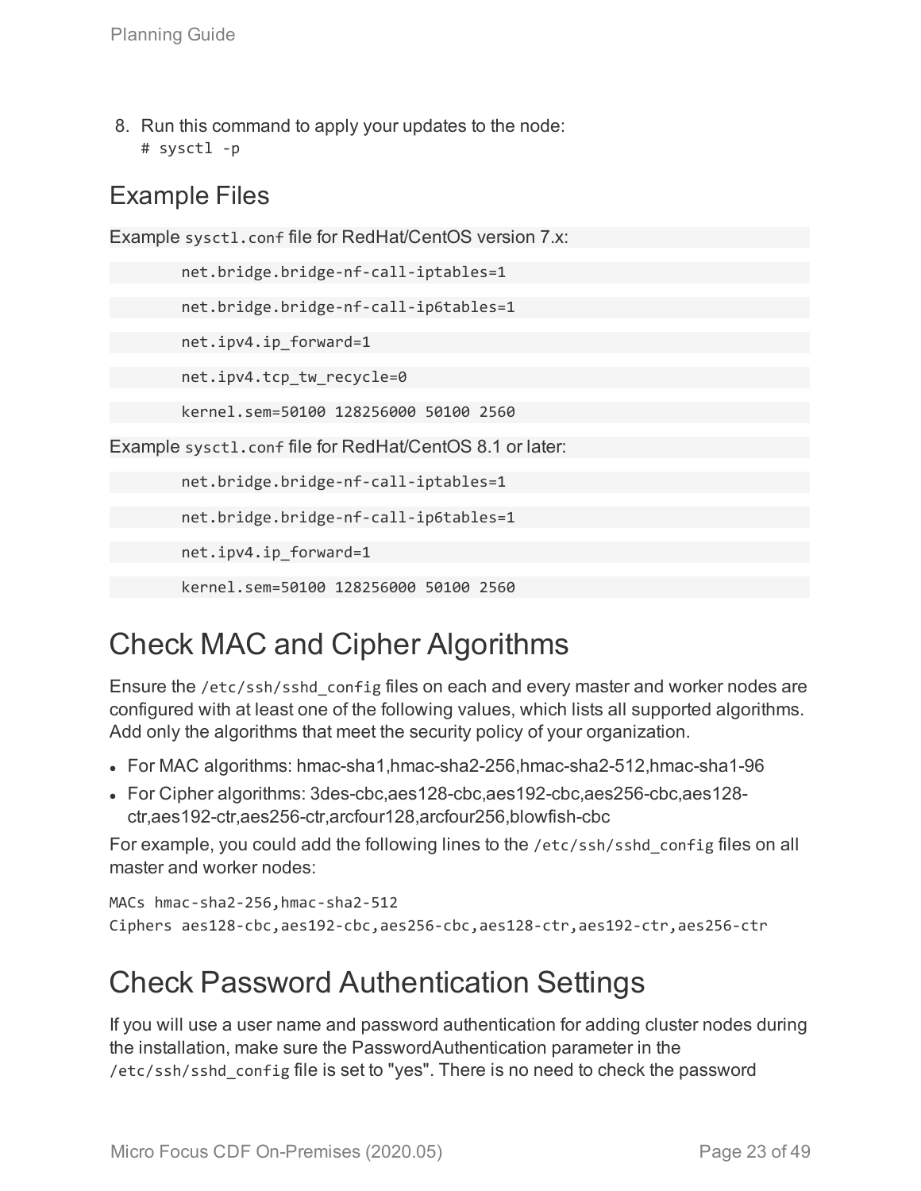8. Run this command to apply your updates to the node:
   ```
   # sysctl -p
   ```

## Example Files

Example `sysctl.conf` file for RedHat/CentOS version 7.x:

```
net.bridge.bridge-nf-call-iptables=1
net.bridge.bridge-nf-call-ip6tables=1
net.ipv4.ip_forward=1
net.ipv4.tcp_tw_recycle=0
kernel.sem=50100 128256000 50100 2560
```

Example `sysctl.conf` file for RedHat/CentOS 8.1 or later:

```
net.bridge.bridge-nf-call-iptables=1
net.bridge.bridge-nf-call-ip6tables=1
net.ipv4.ip_forward=1
kernel.sem=50100 128256000 50100 2560
```

# Check MAC and Cipher Algorithms

Ensure the `/etc/ssh/sshd_config` files on each and every master and worker nodes are configured with at least one of the following values, which lists all supported algorithms. Add only the algorithms that meet the security policy of your organization.

- For MAC algorithms: hmac-sha1,hmac-sha2-256,hmac-sha2-512,hmac-sha1-96
- For Cipher algorithms: 3des-cbc,aes128-cbc,aes192-cbc,aes256-cbc,aes128-ctr,aes192-ctr,aes256-ctr,arcfour128,arcfour256,blowfish-cbc

For example, you could add the following lines to the `/etc/ssh/sshd_config` files on all master and worker nodes:

```
MACs hmac-sha2-256,hmac-sha2-512
Ciphers aes128-cbc,aes192-cbc,aes256-cbc,aes128-ctr,aes192-ctr,aes256-ctr
```

# Check Password Authentication Settings

If you will use a user name and password authentication for adding cluster nodes during the installation, make sure the PasswordAuthentication parameter in the `/etc/ssh/sshd_config` file is set to "yes". There is no need to check the password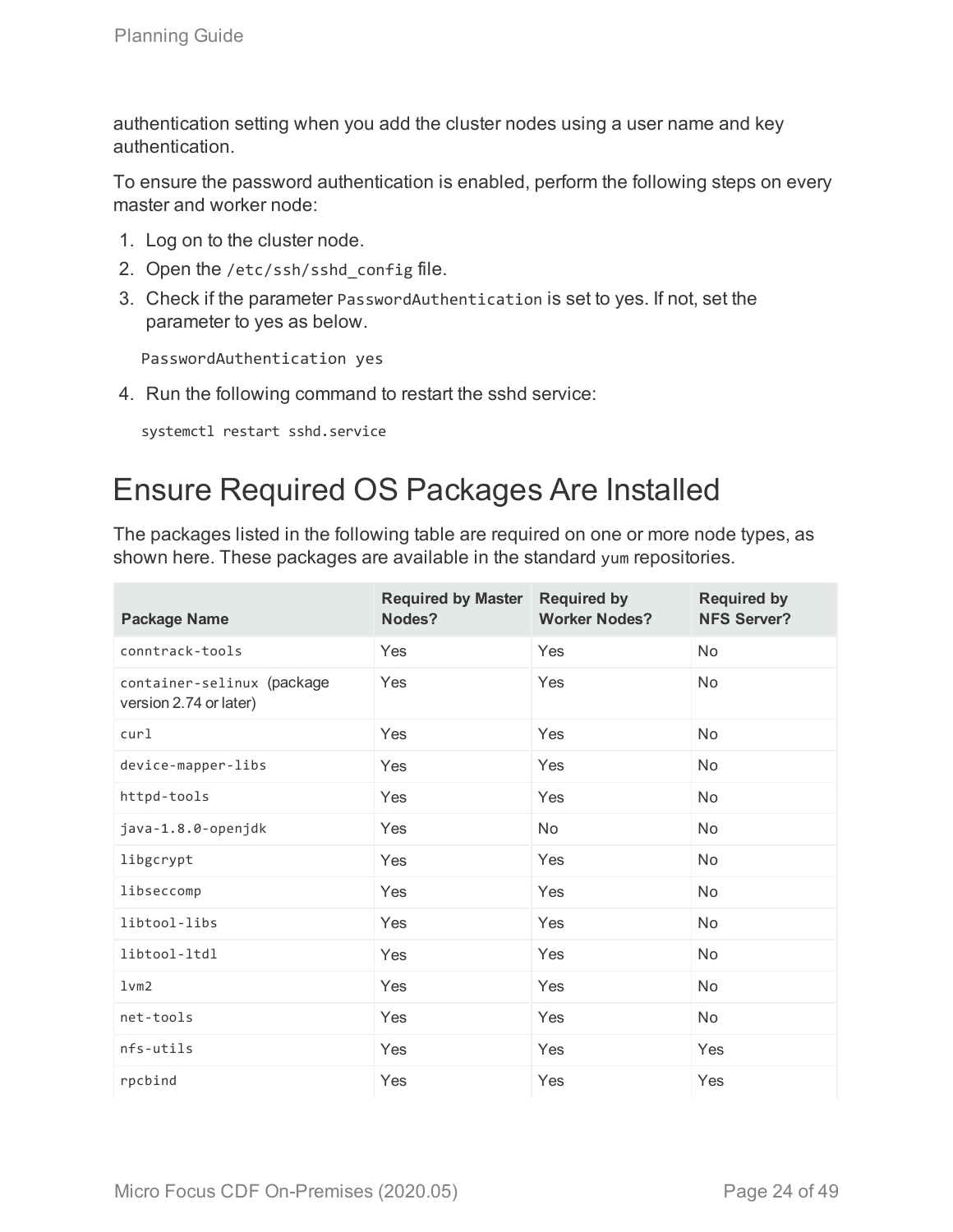authentication setting when you add the cluster nodes using a user name and key authentication.

To ensure the password authentication is enabled, perform the following steps on every master and worker node:

1. Log on to the cluster node.
2. Open the `/etc/ssh/sshd_config` file.
3. Check if the parameter `PasswordAuthentication` is set to yes. If not, set the parameter to yes as below.

   ```
   PasswordAuthentication yes
   ```

4. Run the following command to restart the sshd service:

   ```
   systemctl restart sshd.service
   ```

## Ensure Required OS Packages Are Installed

The packages listed in the following table are required on one or more node types, as shown here. These packages are available in the standard `yum` repositories.

| Package Name | Required by Master Nodes? | Required by Worker Nodes? | Required by NFS Server? |
|---|---|---|---|
| `conntrack-tools` | Yes | Yes | No |
| `container-selinux` (package version 2.74 or later) | Yes | Yes | No |
| `curl` | Yes | Yes | No |
| `device-mapper-libs` | Yes | Yes | No |
| `httpd-tools` | Yes | Yes | No |
| `java-1.8.0-openjdk` | Yes | No | No |
| `libgcrypt` | Yes | Yes | No |
| `libseccomp` | Yes | Yes | No |
| `libtool-libs` | Yes | Yes | No |
| `libtool-ltdl` | Yes | Yes | No |
| `lvm2` | Yes | Yes | No |
| `net-tools` | Yes | Yes | No |
| `nfs-utils` | Yes | Yes | Yes |
| `rpcbind` | Yes | Yes | Yes |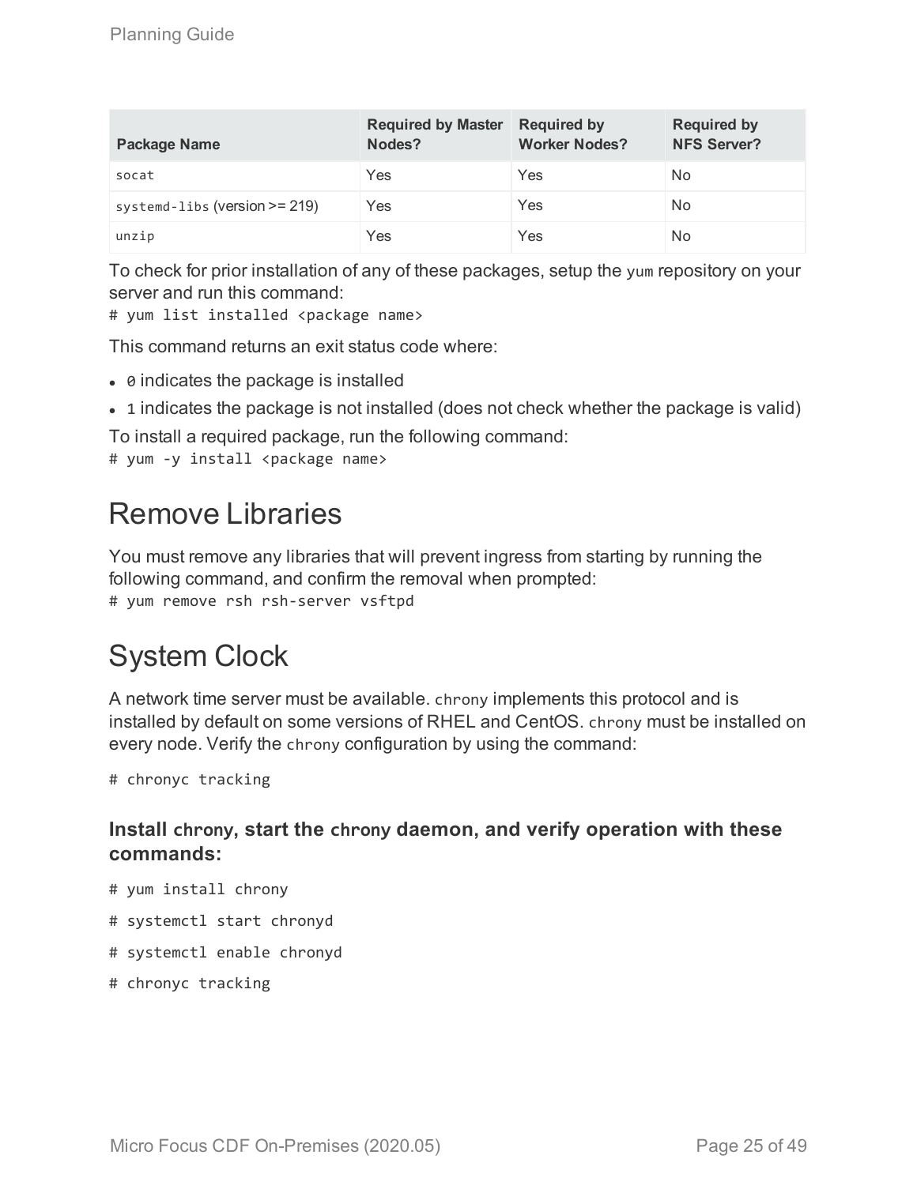| Package Name | Required by Master Nodes? | Required by Worker Nodes? | Required by NFS Server? |
| --- | --- | --- | --- |
| `socat` | Yes | Yes | No |
| `systemd-libs` (version >= 219) | Yes | Yes | No |
| `unzip` | Yes | Yes | No |

To check for prior installation of any of these packages, setup the `yum` repository on your server and run this command:

```
# yum list installed <package name>
```

This command returns an exit status code where:

- `0` indicates the package is installed
- `1` indicates the package is not installed (does not check whether the package is valid)

To install a required package, run the following command:

```
# yum -y install <package name>
```

# Remove Libraries

You must remove any libraries that will prevent ingress from starting by running the following command, and confirm the removal when prompted:

```
# yum remove rsh rsh-server vsftpd
```

# System Clock

A network time server must be available. `chrony` implements this protocol and is installed by default on some versions of RHEL and CentOS. `chrony` must be installed on every node. Verify the `chrony` configuration by using the command:

```
# chronyc tracking
```

### Install `chrony`, start the `chrony` daemon, and verify operation with these commands:

```
# yum install chrony
# systemctl start chronyd
# systemctl enable chronyd
# chronyc tracking
```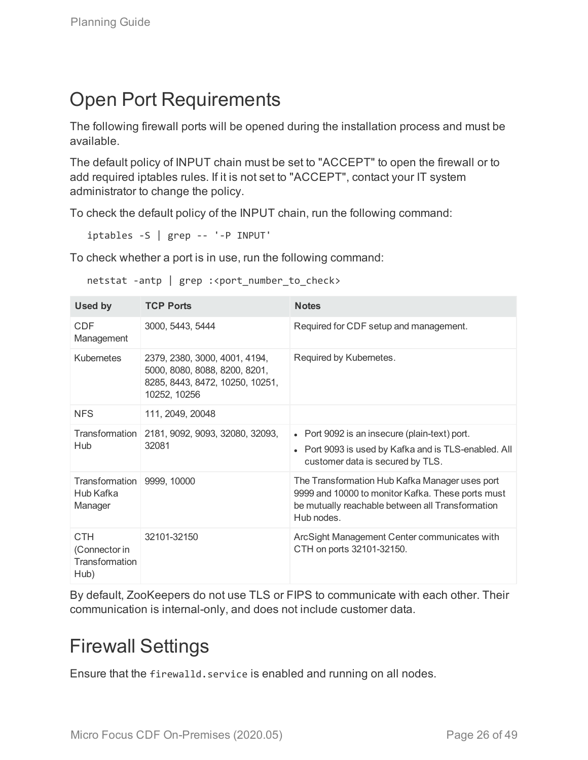# Open Port Requirements

The following firewall ports will be opened during the installation process and must be available.

The default policy of INPUT chain must be set to "ACCEPT" to open the firewall or to add required iptables rules. If it is not set to "ACCEPT", contact your IT system administrator to change the policy.

To check the default policy of the INPUT chain, run the following command:

```
iptables -S | grep -- '-P INPUT'
```

To check whether a port is in use, run the following command:

```
netstat -antp | grep :<port_number_to_check>
```

| Used by | TCP Ports | Notes |
|---|---|---|
| CDF Management | 3000, 5443, 5444 | Required for CDF setup and management. |
| Kubernetes | 2379, 2380, 3000, 4001, 4194, 5000, 8080, 8088, 8200, 8201, 8285, 8443, 8472, 10250, 10251, 10252, 10256 | Required by Kubernetes. |
| NFS | 111, 2049, 20048 | |
| Transformation Hub | 2181, 9092, 9093, 32080, 32093, 32081 | • Port 9092 is an insecure (plain-text) port.<br>• Port 9093 is used by Kafka and is TLS-enabled. All customer data is secured by TLS. |
| Transformation Hub Kafka Manager | 9999, 10000 | The Transformation Hub Kafka Manager uses port 9999 and 10000 to monitor Kafka. These ports must be mutually reachable between all Transformation Hub nodes. |
| CTH (Connector in Transformation Hub) | 32101-32150 | ArcSight Management Center communicates with CTH on ports 32101-32150. |

By default, ZooKeepers do not use TLS or FIPS to communicate with each other. Their communication is internal-only, and does not include customer data.

# Firewall Settings

Ensure that the `firewalld.service` is enabled and running on all nodes.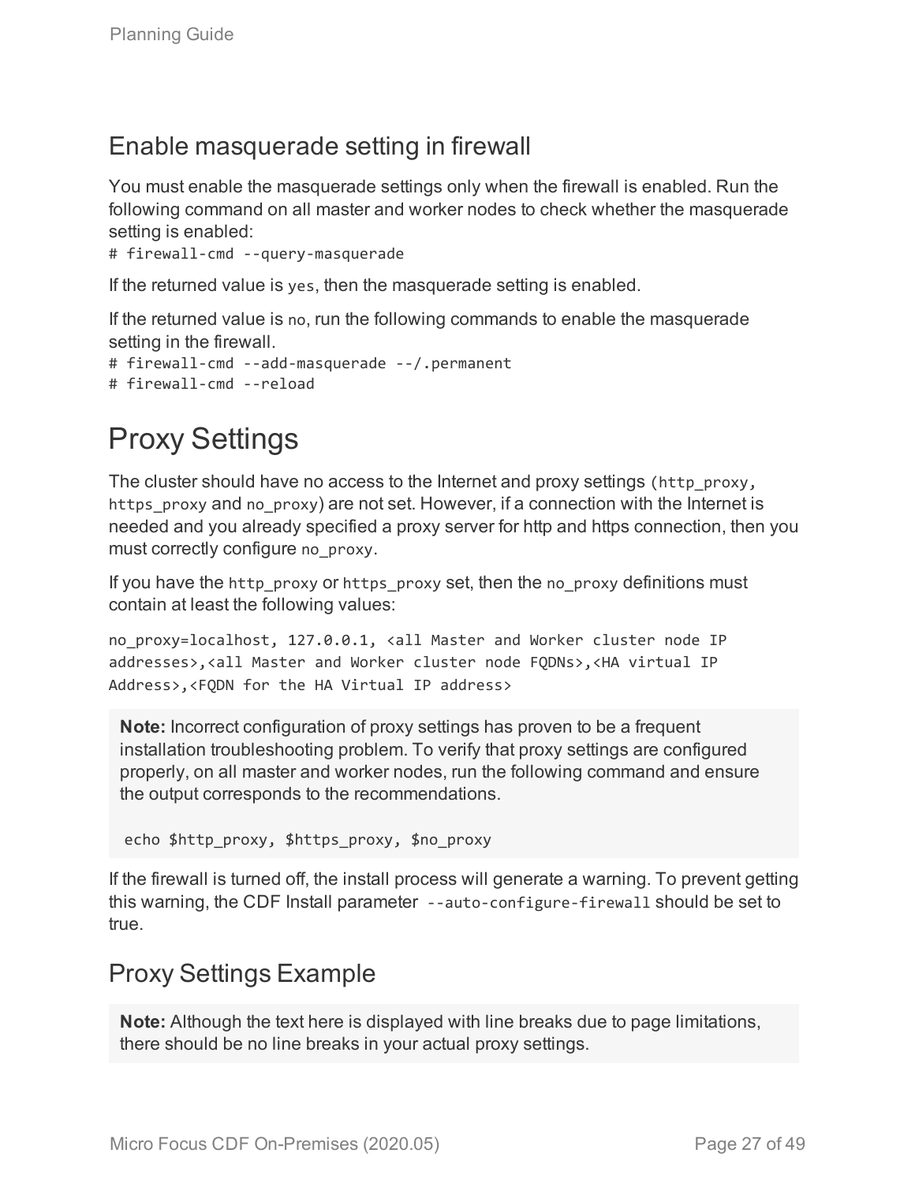## Enable masquerade setting in firewall

You must enable the masquerade settings only when the firewall is enabled. Run the following command on all master and worker nodes to check whether the masquerade setting is enabled:

```
# firewall-cmd --query-masquerade
```

If the returned value is `yes`, then the masquerade setting is enabled.

If the returned value is `no`, run the following commands to enable the masquerade setting in the firewall.

```
# firewall-cmd --add-masquerade --/.permanent
# firewall-cmd --reload
```

# Proxy Settings

The cluster should have no access to the Internet and proxy settings (`http_proxy`, `https_proxy` and `no_proxy`) are not set. However, if a connection with the Internet is needed and you already specified a proxy server for http and https connection, then you must correctly configure `no_proxy`.

If you have the `http_proxy` or `https_proxy` set, then the `no_proxy` definitions must contain at least the following values:

```
no_proxy=localhost, 127.0.0.1, <all Master and Worker cluster node IP
addresses>,<all Master and Worker cluster node FQDNs>,<HA virtual IP
Address>,<FQDN for the HA Virtual IP address>
```

> **Note:** Incorrect configuration of proxy settings has proven to be a frequent installation troubleshooting problem. To verify that proxy settings are configured properly, on all master and worker nodes, run the following command and ensure the output corresponds to the recommendations.
>
> ```
> echo $http_proxy, $https_proxy, $no_proxy
> ```

If the firewall is turned off, the install process will generate a warning. To prevent getting this warning, the CDF Install parameter `--auto-configure-firewall` should be set to true.

## Proxy Settings Example

> **Note:** Although the text here is displayed with line breaks due to page limitations, there should be no line breaks in your actual proxy settings.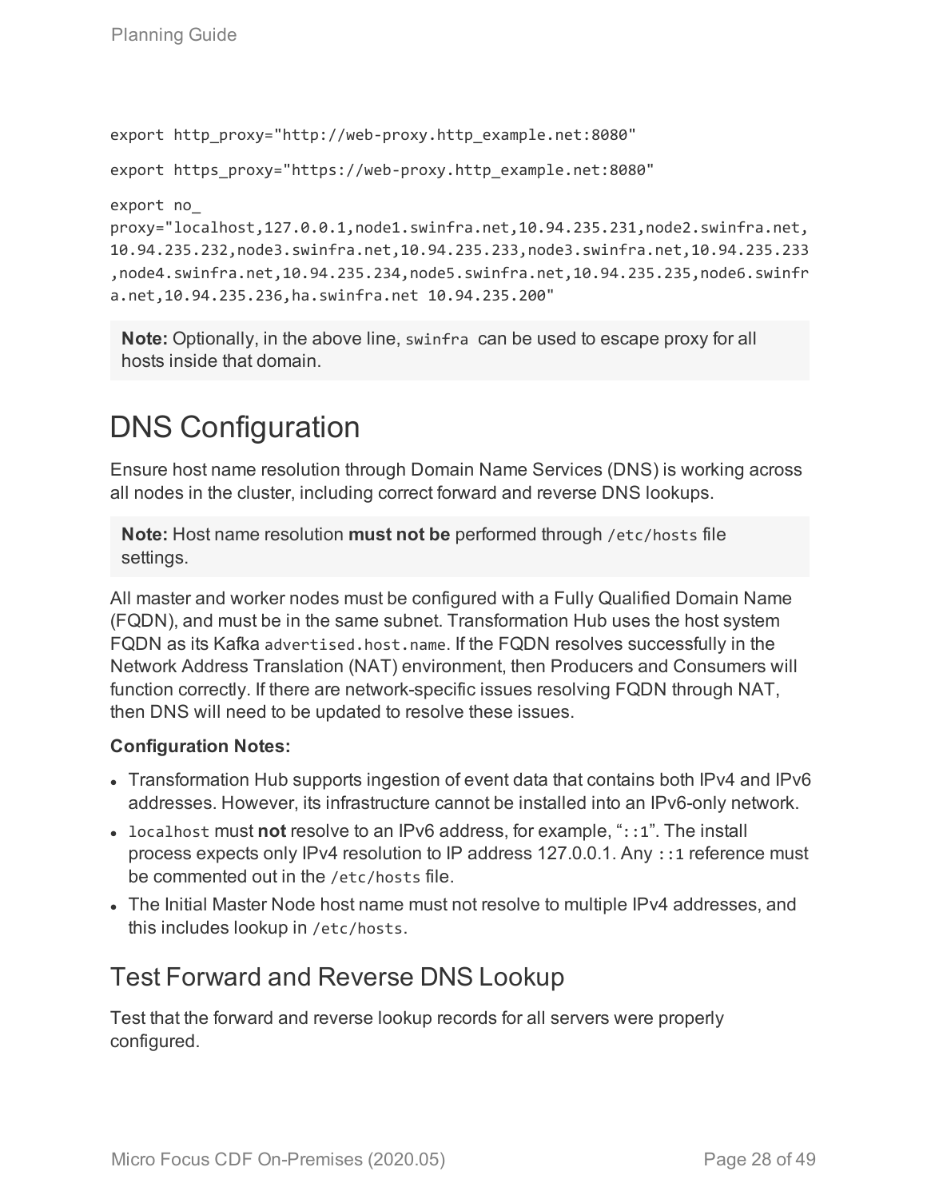```
export http_proxy="http://web-proxy.http_example.net:8080"

export https_proxy="https://web-proxy.http_example.net:8080"

export no_
proxy="localhost,127.0.0.1,node1.swinfra.net,10.94.235.231,node2.swinfra.net,
10.94.235.232,node3.swinfra.net,10.94.235.233,node3.swinfra.net,10.94.235.233
,node4.swinfra.net,10.94.235.234,node5.swinfra.net,10.94.235.235,node6.swinfr
a.net,10.94.235.236,ha.swinfra.net 10.94.235.200"
```

**Note:** Optionally, in the above line, `swinfra` can be used to escape proxy for all hosts inside that domain.

# DNS Configuration

Ensure host name resolution through Domain Name Services (DNS) is working across all nodes in the cluster, including correct forward and reverse DNS lookups.

**Note:** Host name resolution **must not be** performed through `/etc/hosts` file settings.

All master and worker nodes must be configured with a Fully Qualified Domain Name (FQDN), and must be in the same subnet. Transformation Hub uses the host system FQDN as its Kafka `advertised.host.name`. If the FQDN resolves successfully in the Network Address Translation (NAT) environment, then Producers and Consumers will function correctly. If there are network-specific issues resolving FQDN through NAT, then DNS will need to be updated to resolve these issues.

**Configuration Notes:**

- Transformation Hub supports ingestion of event data that contains both IPv4 and IPv6 addresses. However, its infrastructure cannot be installed into an IPv6-only network.
- `localhost` must **not** resolve to an IPv6 address, for example, "`::1`". The install process expects only IPv4 resolution to IP address 127.0.0.1. Any `::1` reference must be commented out in the `/etc/hosts` file.
- The Initial Master Node host name must not resolve to multiple IPv4 addresses, and this includes lookup in `/etc/hosts`.

## Test Forward and Reverse DNS Lookup

Test that the forward and reverse lookup records for all servers were properly configured.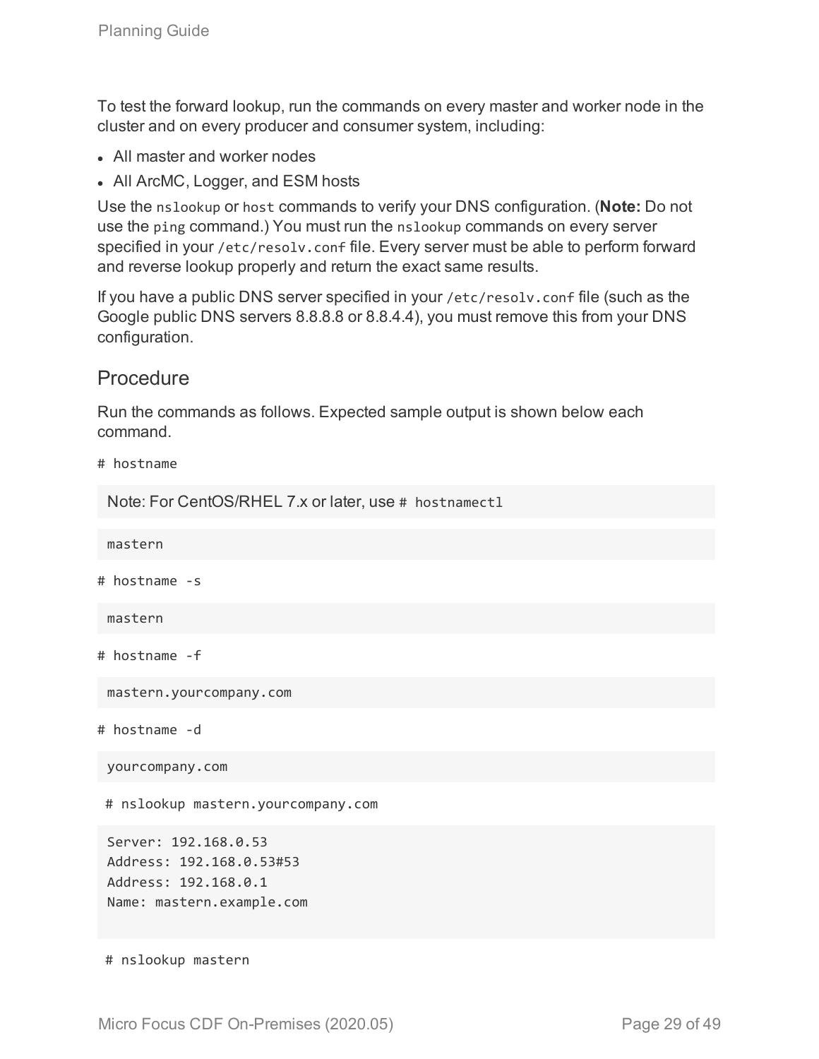To test the forward lookup, run the commands on every master and worker node in the cluster and on every producer and consumer system, including:

- All master and worker nodes
- All ArcMC, Logger, and ESM hosts

Use the `nslookup` or `host` commands to verify your DNS configuration. (**Note:** Do not use the `ping` command.) You must run the `nslookup` commands on every server specified in your `/etc/resolv.conf` file. Every server must be able to perform forward and reverse lookup properly and return the exact same results.

If you have a public DNS server specified in your `/etc/resolv.conf` file (such as the Google public DNS servers 8.8.8.8 or 8.8.4.4), you must remove this from your DNS configuration.

## Procedure

Run the commands as follows. Expected sample output is shown below each command.

```
# hostname
```

Note: For CentOS/RHEL 7.x or later, use `# hostnamectl`

```
mastern
```

```
# hostname -s
```

```
mastern
```

```
# hostname -f
```

```
mastern.yourcompany.com
```

```
# hostname -d
```

```
yourcompany.com
```

```
# nslookup mastern.yourcompany.com
```

```
Server: 192.168.0.53
Address: 192.168.0.53#53
Address: 192.168.0.1
Name: mastern.example.com
```

```
# nslookup mastern
```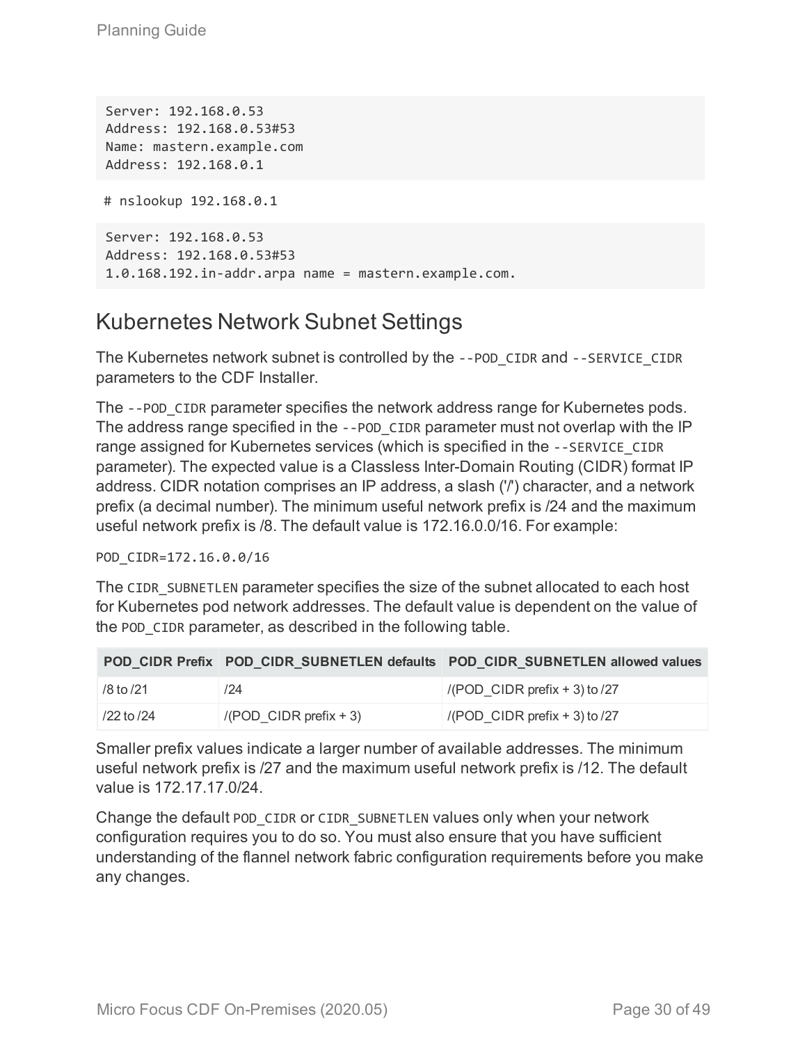```
Server: 192.168.0.53
Address: 192.168.0.53#53
Name: mastern.example.com
Address: 192.168.0.1
```

```
# nslookup 192.168.0.1
```

```
Server: 192.168.0.53
Address: 192.168.0.53#53
1.0.168.192.in-addr.arpa name = mastern.example.com.
```

## Kubernetes Network Subnet Settings

The Kubernetes network subnet is controlled by the `--POD_CIDR` and `--SERVICE_CIDR` parameters to the CDF Installer.

The `--POD_CIDR` parameter specifies the network address range for Kubernetes pods. The address range specified in the `--POD_CIDR` parameter must not overlap with the IP range assigned for Kubernetes services (which is specified in the `--SERVICE_CIDR` parameter). The expected value is a Classless Inter-Domain Routing (CIDR) format IP address. CIDR notation comprises an IP address, a slash ('/') character, and a network prefix (a decimal number). The minimum useful network prefix is /24 and the maximum useful network prefix is /8. The default value is 172.16.0.0/16. For example:

```
POD_CIDR=172.16.0.0/16
```

The `CIDR_SUBNETLEN` parameter specifies the size of the subnet allocated to each host for Kubernetes pod network addresses. The default value is dependent on the value of the `POD_CIDR` parameter, as described in the following table.

| POD_CIDR Prefix | POD_CIDR_SUBNETLEN defaults | POD_CIDR_SUBNETLEN allowed values |
|---|---|---|
| /8 to /21 | /24 | /(POD_CIDR prefix + 3) to /27 |
| /22 to /24 | /(POD_CIDR prefix + 3) | /(POD_CIDR prefix + 3) to /27 |

Smaller prefix values indicate a larger number of available addresses. The minimum useful network prefix is /27 and the maximum useful network prefix is /12. The default value is 172.17.17.0/24.

Change the default `POD_CIDR` or `CIDR_SUBNETLEN` values only when your network configuration requires you to do so. You must also ensure that you have sufficient understanding of the flannel network fabric configuration requirements before you make any changes.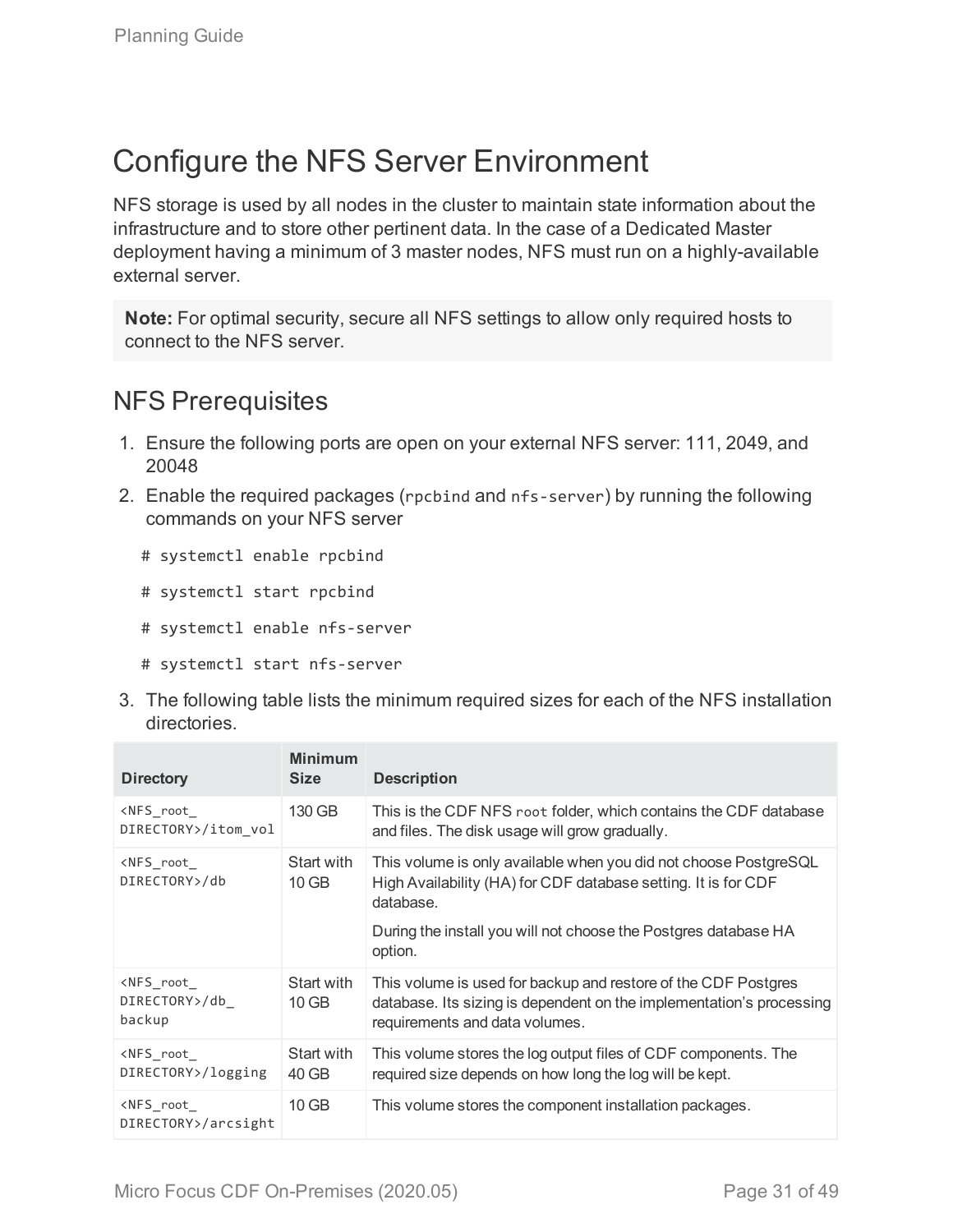# Configure the NFS Server Environment

NFS storage is used by all nodes in the cluster to maintain state information about the infrastructure and to store other pertinent data. In the case of a Dedicated Master deployment having a minimum of 3 master nodes, NFS must run on a highly-available external server.

> **Note:** For optimal security, secure all NFS settings to allow only required hosts to connect to the NFS server.

## NFS Prerequisites

1. Ensure the following ports are open on your external NFS server: 111, 2049, and 20048
2. Enable the required packages (`rpcbind` and `nfs-server`) by running the following commands on your NFS server

   ```
   # systemctl enable rpcbind
   # systemctl start rpcbind
   # systemctl enable nfs-server
   # systemctl start nfs-server
   ```

3. The following table lists the minimum required sizes for each of the NFS installation directories.

| Directory | Minimum Size | Description |
| --- | --- | --- |
| `<NFS_root_DIRECTORY>/itom_vol` | 130 GB | This is the CDF NFS `root` folder, which contains the CDF database and files. The disk usage will grow gradually. |
| `<NFS_root_DIRECTORY>/db` | Start with 10 GB | This volume is only available when you did not choose PostgreSQL High Availability (HA) for CDF database setting. It is for CDF database.<br><br>During the install you will not choose the Postgres database HA option. |
| `<NFS_root_DIRECTORY>/db_backup` | Start with 10 GB | This volume is used for backup and restore of the CDF Postgres database. Its sizing is dependent on the implementation's processing requirements and data volumes. |
| `<NFS_root_DIRECTORY>/logging` | Start with 40 GB | This volume stores the log output files of CDF components. The required size depends on how long the log will be kept. |
| `<NFS_root_DIRECTORY>/arcsight` | 10 GB | This volume stores the component installation packages. |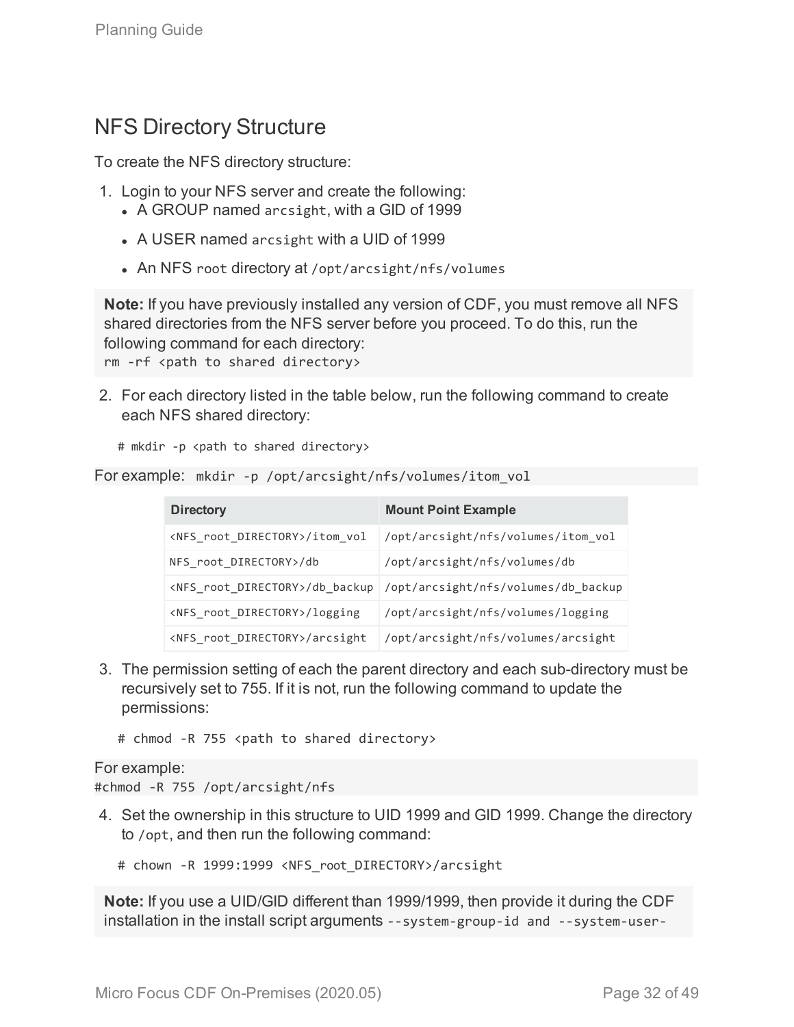## NFS Directory Structure

To create the NFS directory structure:

1. Login to your NFS server and create the following:
   - A GROUP named `arcsight`, with a GID of 1999
   - A USER named `arcsight` with a UID of 1999
   - An NFS `root` directory at `/opt/arcsight/nfs/volumes`

> **Note:** If you have previously installed any version of CDF, you must remove all NFS shared directories from the NFS server before you proceed. To do this, run the following command for each directory:
> `rm -rf <path to shared directory>`

2. For each directory listed in the table below, run the following command to create each NFS shared directory:

```
# mkdir -p <path to shared directory>
```

For example: `mkdir -p /opt/arcsight/nfs/volumes/itom_vol`

| Directory | Mount Point Example |
| --- | --- |
| `<NFS_root_DIRECTORY>/itom_vol` | `/opt/arcsight/nfs/volumes/itom_vol` |
| `NFS_root_DIRECTORY>/db` | `/opt/arcsight/nfs/volumes/db` |
| `<NFS_root_DIRECTORY>/db_backup` | `/opt/arcsight/nfs/volumes/db_backup` |
| `<NFS_root_DIRECTORY>/logging` | `/opt/arcsight/nfs/volumes/logging` |
| `<NFS_root_DIRECTORY>/arcsight` | `/opt/arcsight/nfs/volumes/arcsight` |

3. The permission setting of each the parent directory and each sub-directory must be recursively set to 755. If it is not, run the following command to update the permissions:

```
# chmod -R 755 <path to shared directory>
```

For example:
`#chmod -R 755 /opt/arcsight/nfs`

4. Set the ownership in this structure to UID 1999 and GID 1999. Change the directory to `/opt`, and then run the following command:

```
# chown -R 1999:1999 <NFS_root_DIRECTORY>/arcsight
```

> **Note:** If you use a UID/GID different than 1999/1999, then provide it during the CDF installation in the install script arguments `--system-group-id and --system-user-`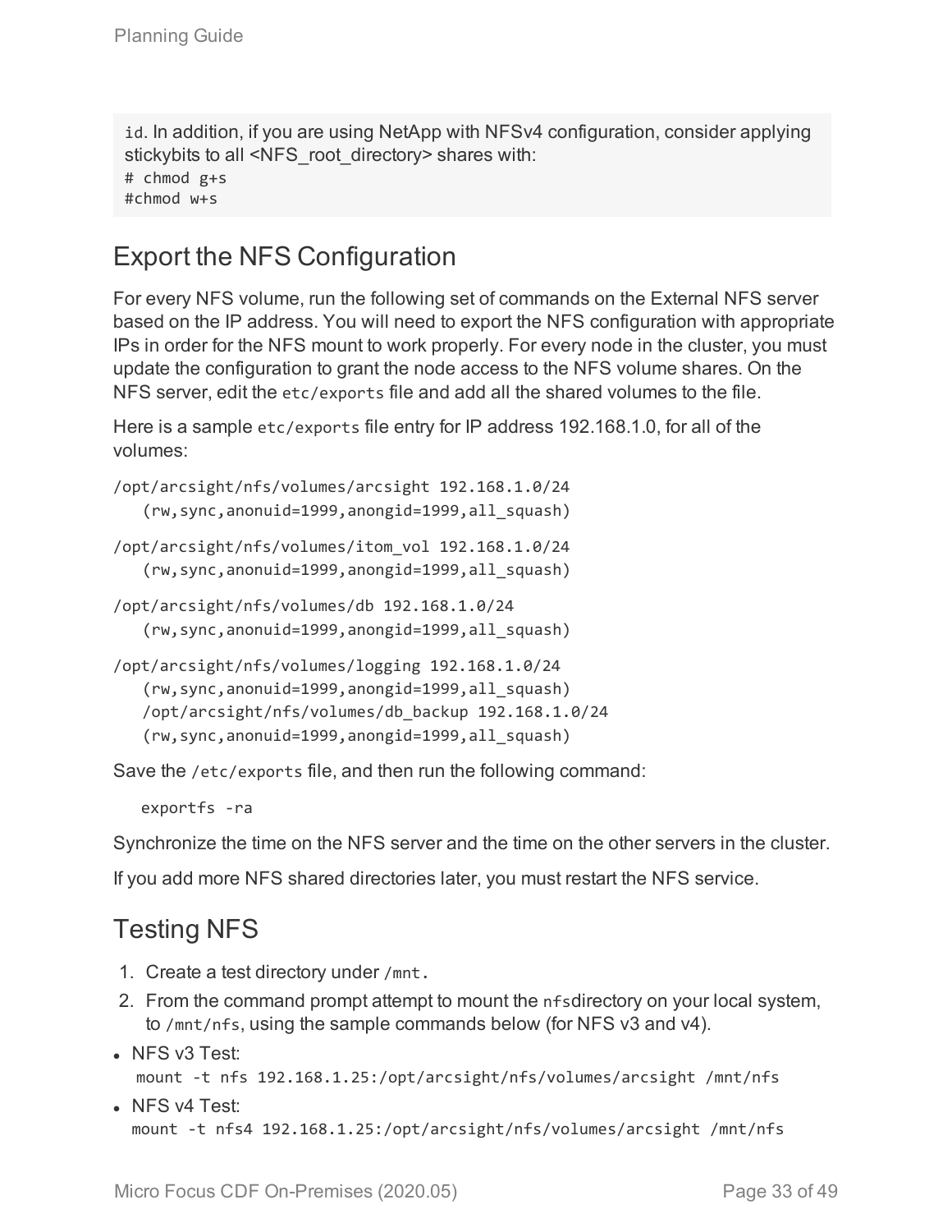id. In addition, if you are using NetApp with NFSv4 configuration, consider applying stickybits to all <NFS_root_directory> shares with:

```
# chmod g+s
#chmod w+s
```

## Export the NFS Configuration

For every NFS volume, run the following set of commands on the External NFS server based on the IP address. You will need to export the NFS configuration with appropriate IPs in order for the NFS mount to work properly. For every node in the cluster, you must update the configuration to grant the node access to the NFS volume shares. On the NFS server, edit the `etc/exports` file and add all the shared volumes to the file.

Here is a sample `etc/exports` file entry for IP address 192.168.1.0, for all of the volumes:

```
/opt/arcsight/nfs/volumes/arcsight 192.168.1.0/24
   (rw,sync,anonuid=1999,anongid=1999,all_squash)

/opt/arcsight/nfs/volumes/itom_vol 192.168.1.0/24
   (rw,sync,anonuid=1999,anongid=1999,all_squash)

/opt/arcsight/nfs/volumes/db 192.168.1.0/24
   (rw,sync,anonuid=1999,anongid=1999,all_squash)

/opt/arcsight/nfs/volumes/logging 192.168.1.0/24
   (rw,sync,anonuid=1999,anongid=1999,all_squash)
   /opt/arcsight/nfs/volumes/db_backup 192.168.1.0/24
   (rw,sync,anonuid=1999,anongid=1999,all_squash)
```

Save the `/etc/exports` file, and then run the following command:

```
exportfs -ra
```

Synchronize the time on the NFS server and the time on the other servers in the cluster.

If you add more NFS shared directories later, you must restart the NFS service.

## Testing NFS

1. Create a test directory under `/mnt`.
2. From the command prompt attempt to mount the `nfs`directory on your local system, to `/mnt/nfs`, using the sample commands below (for NFS v3 and v4).

- NFS v3 Test:
  ```
  mount -t nfs 192.168.1.25:/opt/arcsight/nfs/volumes/arcsight /mnt/nfs
  ```
- NFS v4 Test:
  ```
  mount -t nfs4 192.168.1.25:/opt/arcsight/nfs/volumes/arcsight /mnt/nfs
  ```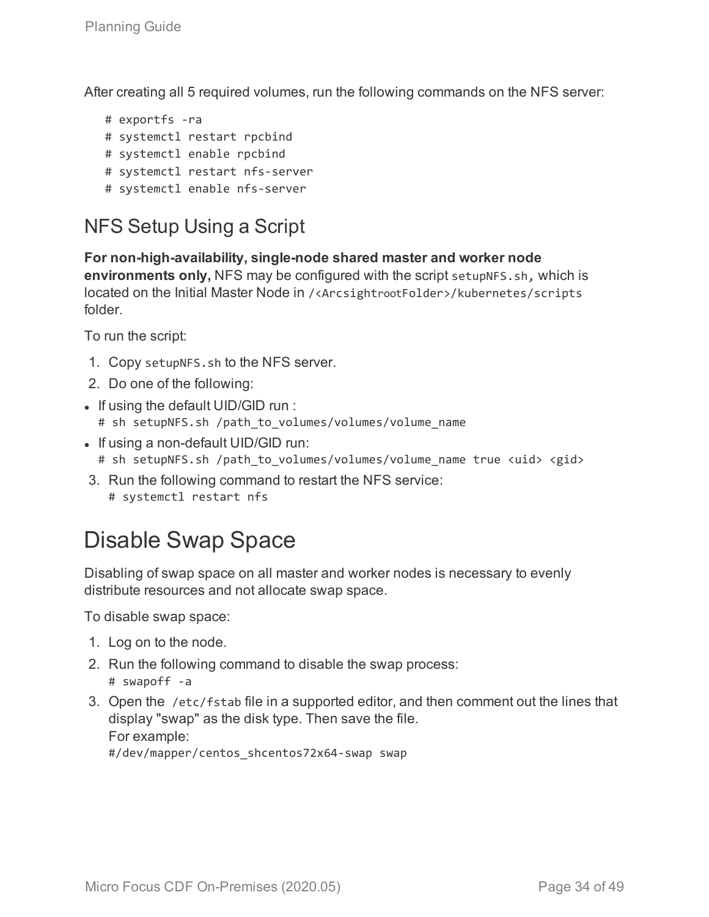After creating all 5 required volumes, run the following commands on the NFS server:

```
# exportfs -ra
# systemctl restart rpcbind
# systemctl enable rpcbind
# systemctl restart nfs-server
# systemctl enable nfs-server
```

## NFS Setup Using a Script

**For non-high-availability, single-node shared master and worker node environments only,** NFS may be configured with the script `setupNFS.sh`, which is located on the Initial Master Node in `/<ArcsightrootFolder>/kubernetes/scripts` folder.

To run the script:

1. Copy `setupNFS.sh` to the NFS server.
2. Do one of the following:

- If using the default UID/GID run :
  `# sh setupNFS.sh /path_to_volumes/volumes/volume_name`
- If using a non-default UID/GID run:
  `# sh setupNFS.sh /path_to_volumes/volumes/volume_name true <uid> <gid>`

3. Run the following command to restart the NFS service:
   `# systemctl restart nfs`

# Disable Swap Space

Disabling of swap space on all master and worker nodes is necessary to evenly distribute resources and not allocate swap space.

To disable swap space:

1. Log on to the node.
2. Run the following command to disable the swap process:
   `# swapoff -a`
3. Open the `/etc/fstab` file in a supported editor, and then comment out the lines that display "swap" as the disk type. Then save the file.
   For example:
   `#/dev/mapper/centos_shcentos72x64-swap swap`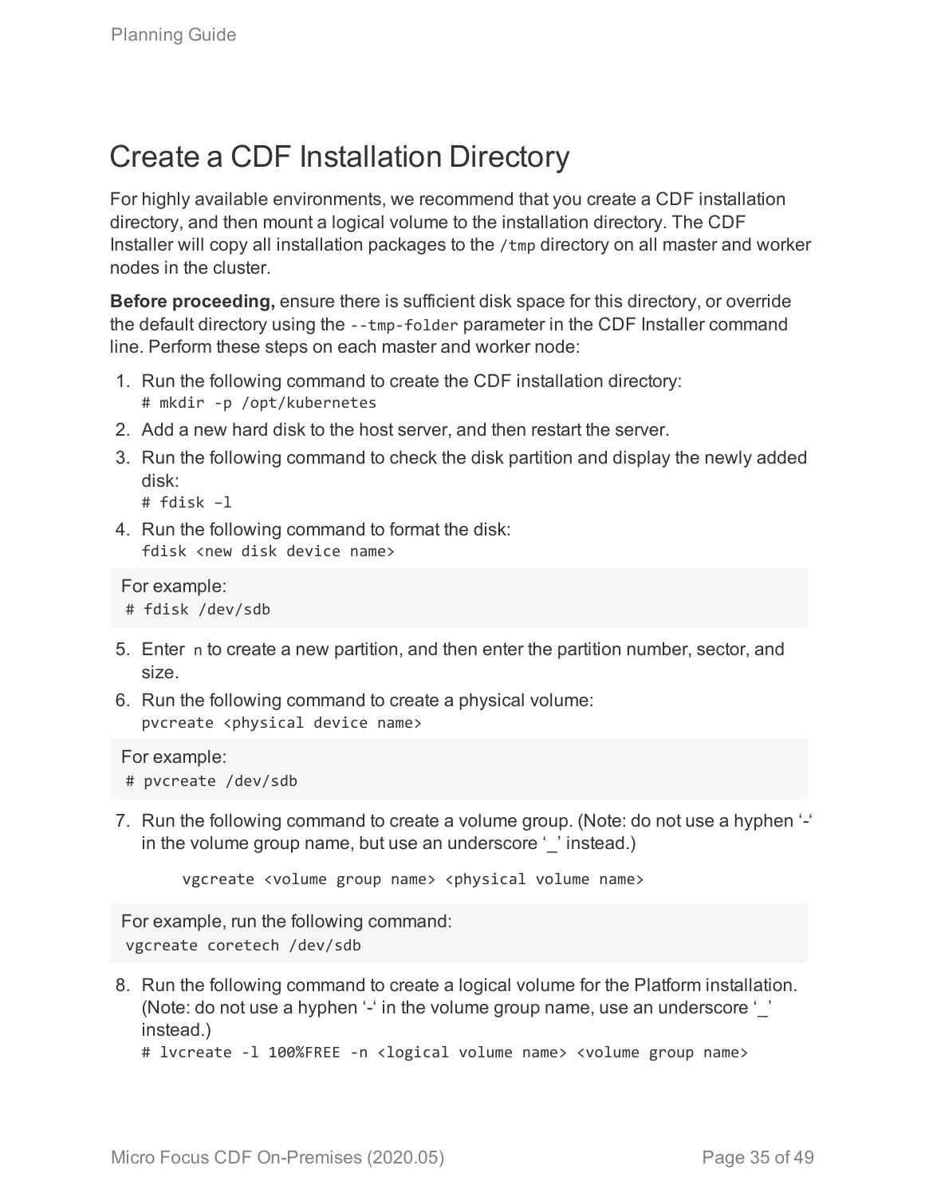# Create a CDF Installation Directory

For highly available environments, we recommend that you create a CDF installation directory, and then mount a logical volume to the installation directory. The CDF Installer will copy all installation packages to the `/tmp` directory on all master and worker nodes in the cluster.

**Before proceeding,** ensure there is sufficient disk space for this directory, or override the default directory using the `--tmp-folder` parameter in the CDF Installer command line. Perform these steps on each master and worker node:

1. Run the following command to create the CDF installation directory:
   `# mkdir -p /opt/kubernetes`
2. Add a new hard disk to the host server, and then restart the server.
3. Run the following command to check the disk partition and display the newly added disk:
   `# fdisk –l`
4. Run the following command to format the disk:
   `fdisk <new disk device name>`

   For example:
   ```
   # fdisk /dev/sdb
   ```

5. Enter `n` to create a new partition, and then enter the partition number, sector, and size.
6. Run the following command to create a physical volume:
   `pvcreate <physical device name>`

   For example:
   ```
   # pvcreate /dev/sdb
   ```

7. Run the following command to create a volume group. (Note: do not use a hyphen '-' in the volume group name, but use an underscore '_' instead.)

   ```
   vgcreate <volume group name> <physical volume name>
   ```

   For example, run the following command:
   ```
   vgcreate coretech /dev/sdb
   ```

8. Run the following command to create a logical volume for the Platform installation. (Note: do not use a hyphen '-' in the volume group name, use an underscore '_' instead.)
   `# lvcreate -l 100%FREE -n <logical volume name> <volume group name>`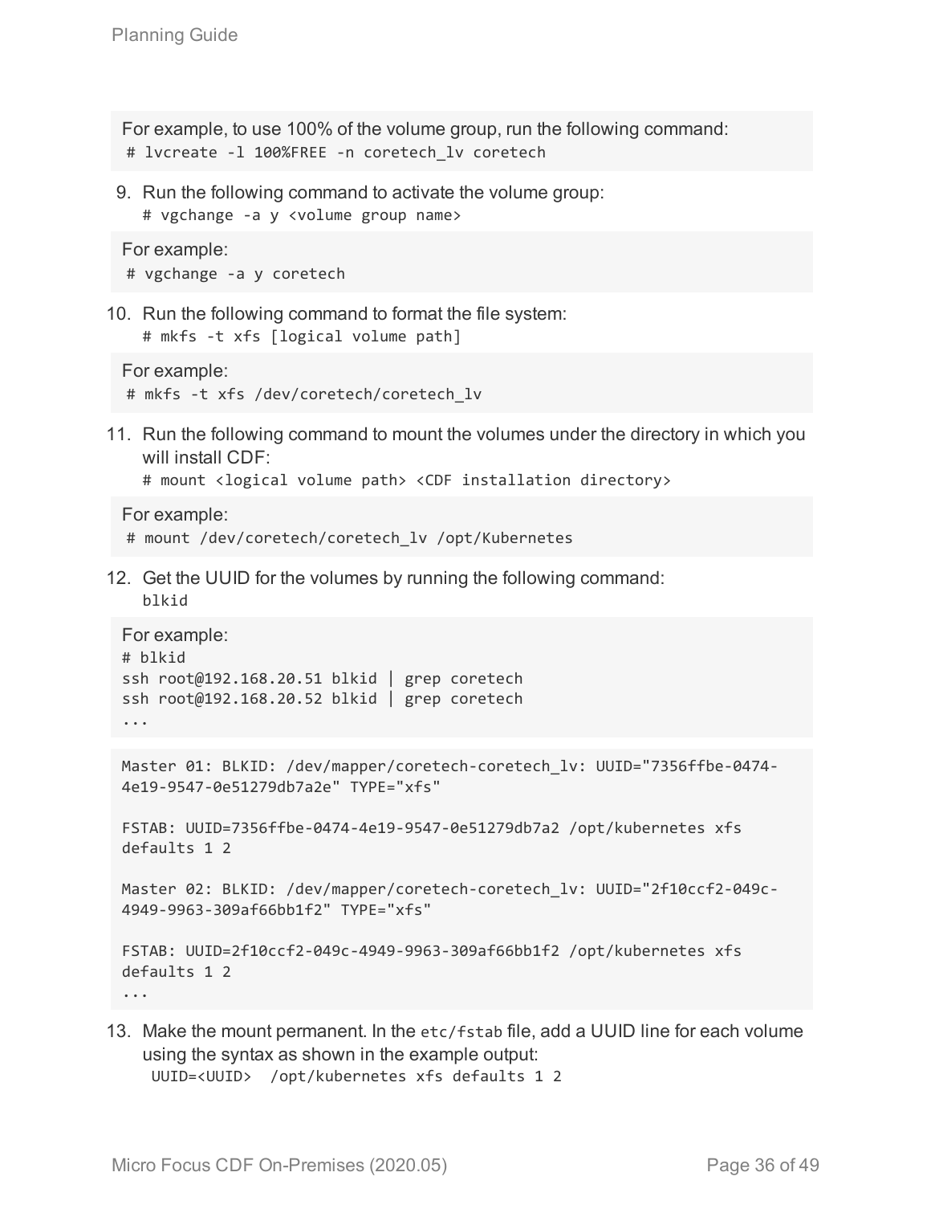For example, to use 100% of the volume group, run the following command:

```
# lvcreate -l 100%FREE -n coretech_lv coretech
```

9. Run the following command to activate the volume group:

   ```
   # vgchange -a y <volume group name>
   ```

For example:

```
# vgchange -a y coretech
```

10. Run the following command to format the file system:

    ```
    # mkfs -t xfs [logical volume path]
    ```

For example:

```
# mkfs -t xfs /dev/coretech/coretech_lv
```

11. Run the following command to mount the volumes under the directory in which you will install CDF:

    ```
    # mount <logical volume path> <CDF installation directory>
    ```

For example:

```
# mount /dev/coretech/coretech_lv /opt/Kubernetes
```

12. Get the UUID for the volumes by running the following command:

    ```
    blkid
    ```

For example:

```
# blkid
ssh root@192.168.20.51 blkid | grep coretech
ssh root@192.168.20.52 blkid | grep coretech
...
```

```
Master 01: BLKID: /dev/mapper/coretech-coretech_lv: UUID="7356ffbe-0474-4e19-9547-0e51279db7a2e" TYPE="xfs"

FSTAB: UUID=7356ffbe-0474-4e19-9547-0e51279db7a2 /opt/kubernetes xfs defaults 1 2

Master 02: BLKID: /dev/mapper/coretech-coretech_lv: UUID="2f10ccf2-049c-4949-9963-309af66bb1f2" TYPE="xfs"

FSTAB: UUID=2f10ccf2-049c-4949-9963-309af66bb1f2 /opt/kubernetes xfs defaults 1 2
...
```

13. Make the mount permanent. In the `etc/fstab` file, add a UUID line for each volume using the syntax as shown in the example output:

    ```
    UUID=<UUID>  /opt/kubernetes xfs defaults 1 2
    ```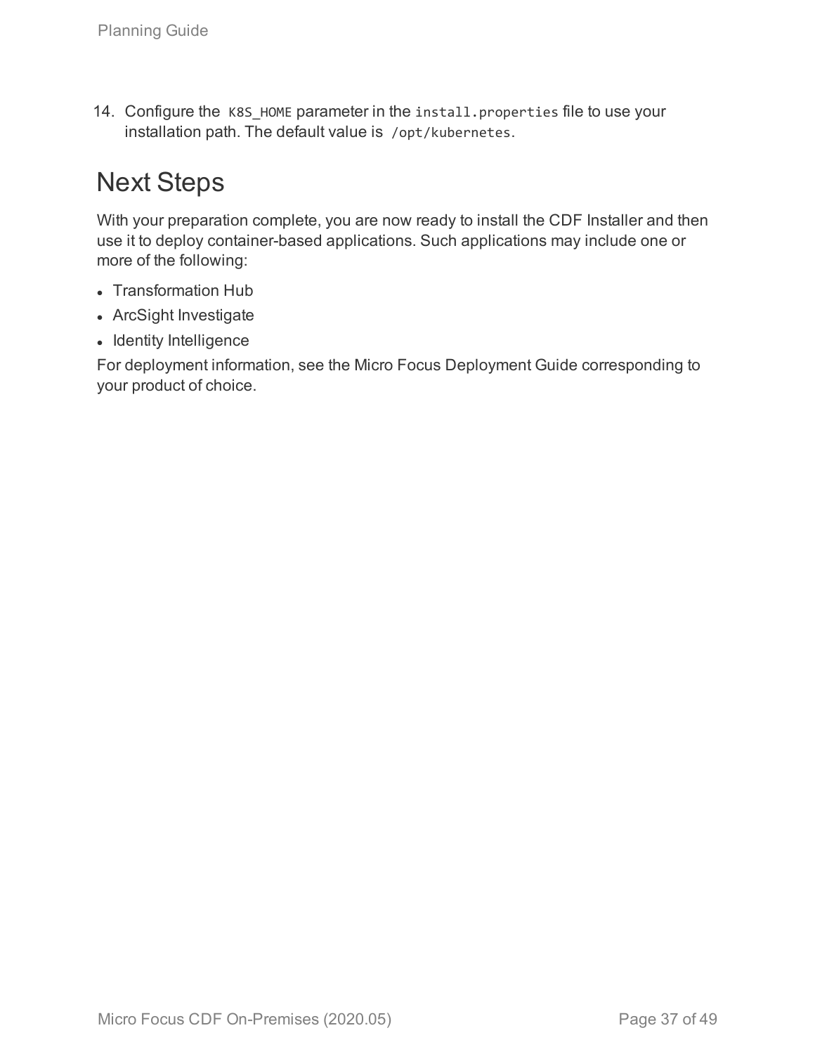14. Configure the `K8S_HOME` parameter in the `install.properties` file to use your installation path. The default value is `/opt/kubernetes`.

# Next Steps

With your preparation complete, you are now ready to install the CDF Installer and then use it to deploy container-based applications. Such applications may include one or more of the following:

- Transformation Hub
- ArcSight Investigate
- Identity Intelligence

For deployment information, see the Micro Focus Deployment Guide corresponding to your product of choice.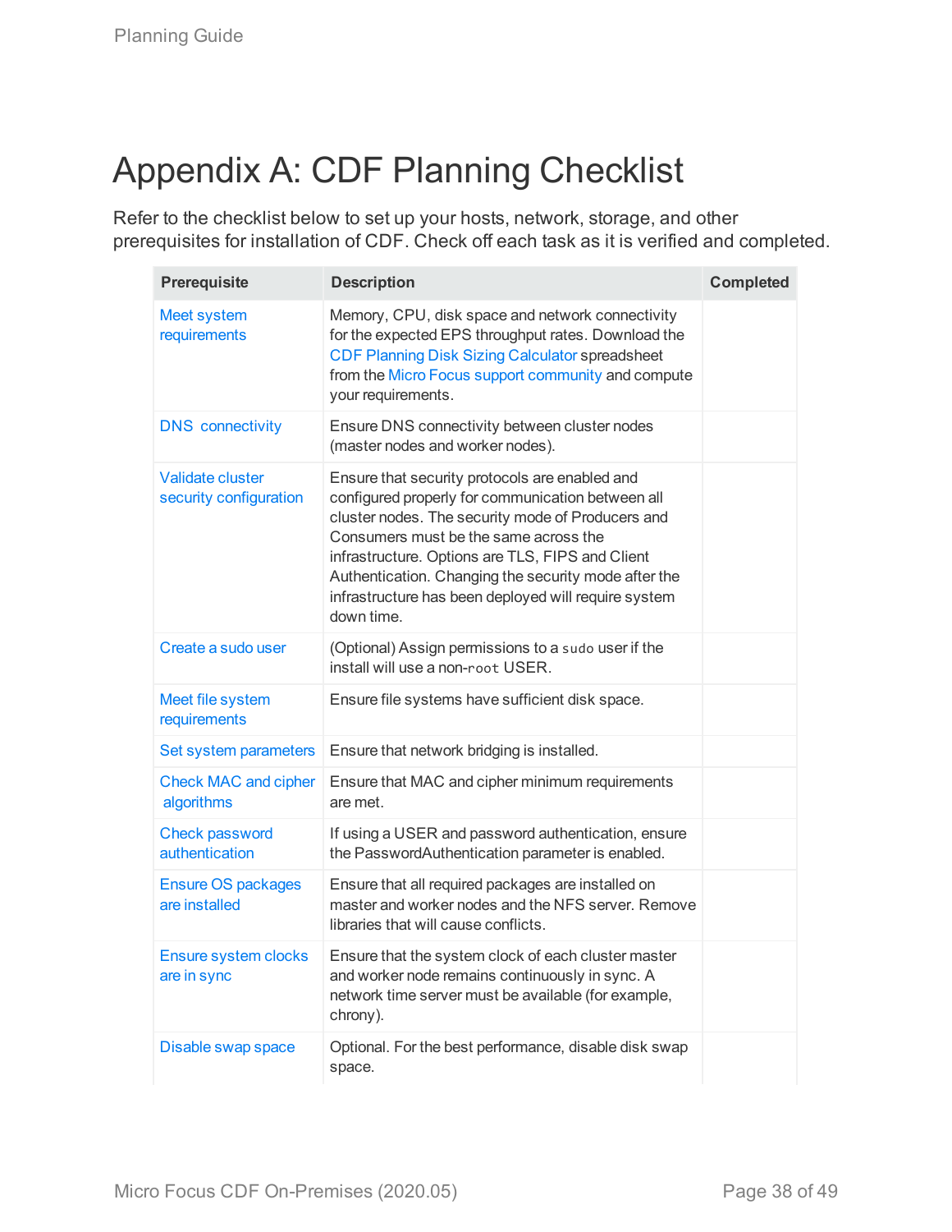# Appendix A: CDF Planning Checklist

Refer to the checklist below to set up your hosts, network, storage, and other prerequisites for installation of CDF. Check off each task as it is verified and completed.

| Prerequisite | Description | Completed |
| --- | --- | --- |
| Meet system requirements | Memory, CPU, disk space and network connectivity for the expected EPS throughput rates. Download the CDF Planning Disk Sizing Calculator spreadsheet from the Micro Focus support community and compute your requirements. | |
| DNS connectivity | Ensure DNS connectivity between cluster nodes (master nodes and worker nodes). | |
| Validate cluster security configuration | Ensure that security protocols are enabled and configured properly for communication between all cluster nodes. The security mode of Producers and Consumers must be the same across the infrastructure. Options are TLS, FIPS and Client Authentication. Changing the security mode after the infrastructure has been deployed will require system down time. | |
| Create a sudo user | (Optional) Assign permissions to a `sudo` user if the install will use a non-`root` USER. | |
| Meet file system requirements | Ensure file systems have sufficient disk space. | |
| Set system parameters | Ensure that network bridging is installed. | |
| Check MAC and cipher algorithms | Ensure that MAC and cipher minimum requirements are met. | |
| Check password authentication | If using a USER and password authentication, ensure the PasswordAuthentication parameter is enabled. | |
| Ensure OS packages are installed | Ensure that all required packages are installed on master and worker nodes and the NFS server. Remove libraries that will cause conflicts. | |
| Ensure system clocks are in sync | Ensure that the system clock of each cluster master and worker node remains continuously in sync. A network time server must be available (for example, chrony). | |
| Disable swap space | Optional. For the best performance, disable disk swap space. | |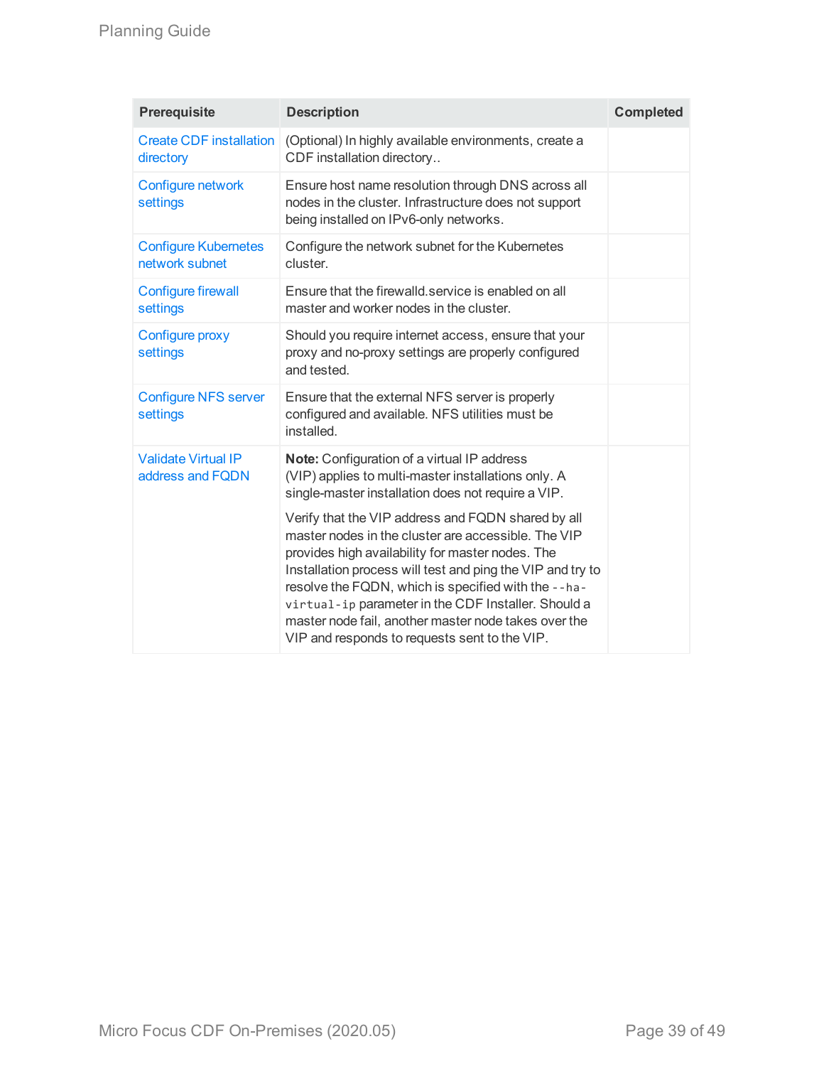| Prerequisite | Description | Completed |
|---|---|---|
| Create CDF installation directory | (Optional) In highly available environments, create a CDF installation directory.. | |
| Configure network settings | Ensure host name resolution through DNS across all nodes in the cluster. Infrastructure does not support being installed on IPv6-only networks. | |
| Configure Kubernetes network subnet | Configure the network subnet for the Kubernetes cluster. | |
| Configure firewall settings | Ensure that the firewalld.service is enabled on all master and worker nodes in the cluster. | |
| Configure proxy settings | Should you require internet access, ensure that your proxy and no-proxy settings are properly configured and tested. | |
| Configure NFS server settings | Ensure that the external NFS server is properly configured and available. NFS utilities must be installed. | |
| Validate Virtual IP address and FQDN | **Note:** Configuration of a virtual IP address (VIP) applies to multi-master installations only. A single-master installation does not require a VIP.<br><br>Verify that the VIP address and FQDN shared by all master nodes in the cluster are accessible. The VIP provides high availability for master nodes. The Installation process will test and ping the VIP and try to resolve the FQDN, which is specified with the `--ha-virtual-ip` parameter in the CDF Installer. Should a master node fail, another master node takes over the VIP and responds to requests sent to the VIP. | |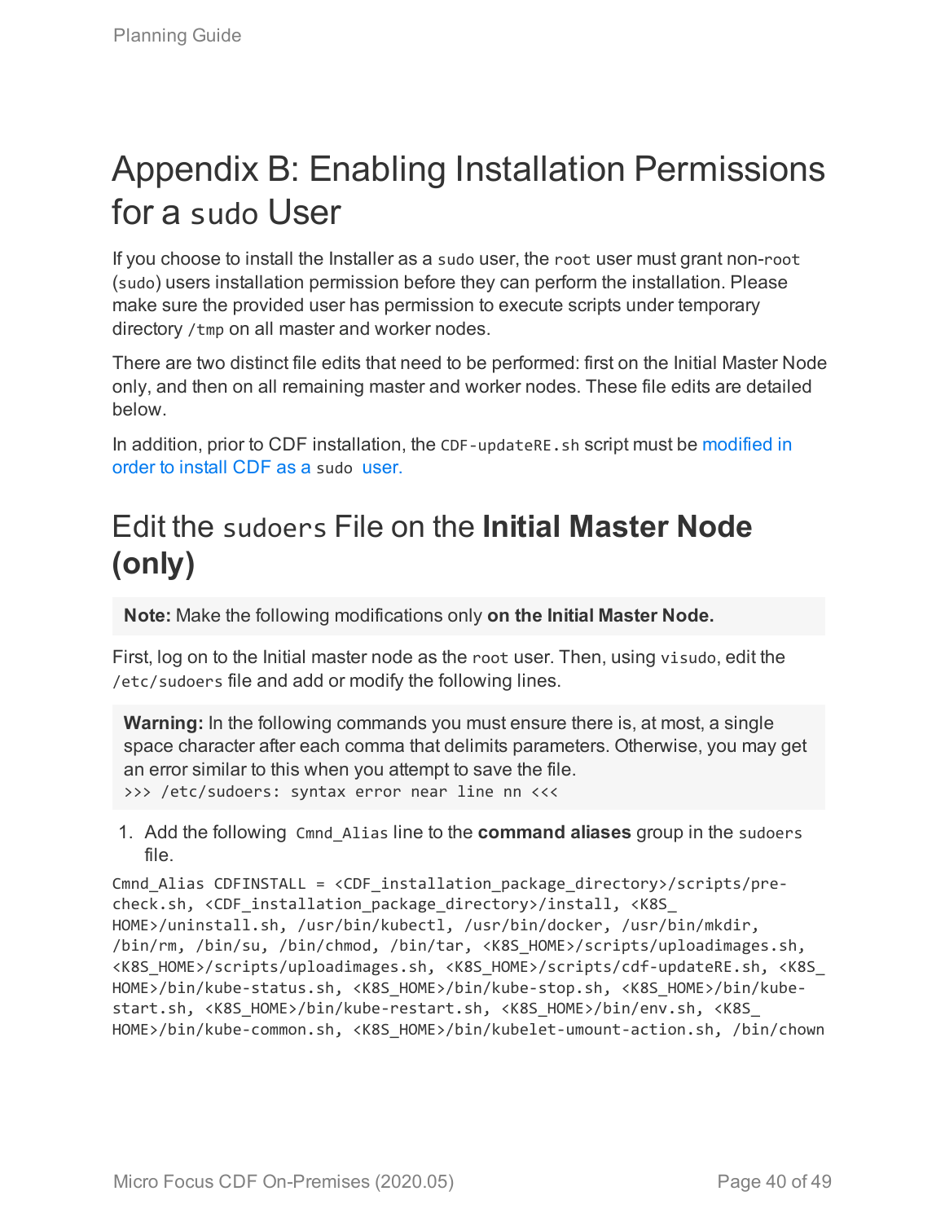# Appendix B: Enabling Installation Permissions for a `sudo` User

If you choose to install the Installer as a `sudo` user, the `root` user must grant non-`root` (`sudo`) users installation permission before they can perform the installation. Please make sure the provided user has permission to execute scripts under temporary directory `/tmp` on all master and worker nodes.

There are two distinct file edits that need to be performed: first on the Initial Master Node only, and then on all remaining master and worker nodes. These file edits are detailed below.

In addition, prior to CDF installation, the `CDF-updateRE.sh` script must be modified in order to install CDF as a `sudo` user.

## Edit the `sudoers` File on the **Initial Master Node (only)**

> **Note:** Make the following modifications only **on the Initial Master Node.**

First, log on to the Initial master node as the `root` user. Then, using `visudo`, edit the `/etc/sudoers` file and add or modify the following lines.

> **Warning:** In the following commands you must ensure there is, at most, a single space character after each comma that delimits parameters. Otherwise, you may get an error similar to this when you attempt to save the file.
> `>>> /etc/sudoers: syntax error near line nn <<<`

1. Add the following `Cmnd_Alias` line to the **command aliases** group in the `sudoers` file.

```
Cmnd_Alias CDFINSTALL = <CDF_installation_package_directory>/scripts/pre-check.sh, <CDF_installation_package_directory>/install, <K8S_HOME>/uninstall.sh, /usr/bin/kubectl, /usr/bin/docker, /usr/bin/mkdir, /bin/rm, /bin/su, /bin/chmod, /bin/tar, <K8S_HOME>/scripts/uploadimages.sh, <K8S_HOME>/scripts/uploadimages.sh, <K8S_HOME>/scripts/cdf-updateRE.sh, <K8S_HOME>/bin/kube-status.sh, <K8S_HOME>/bin/kube-stop.sh, <K8S_HOME>/bin/kube-start.sh, <K8S_HOME>/bin/kube-restart.sh, <K8S_HOME>/bin/env.sh, <K8S_HOME>/bin/kube-common.sh, <K8S_HOME>/bin/kubelet-umount-action.sh, /bin/chown
```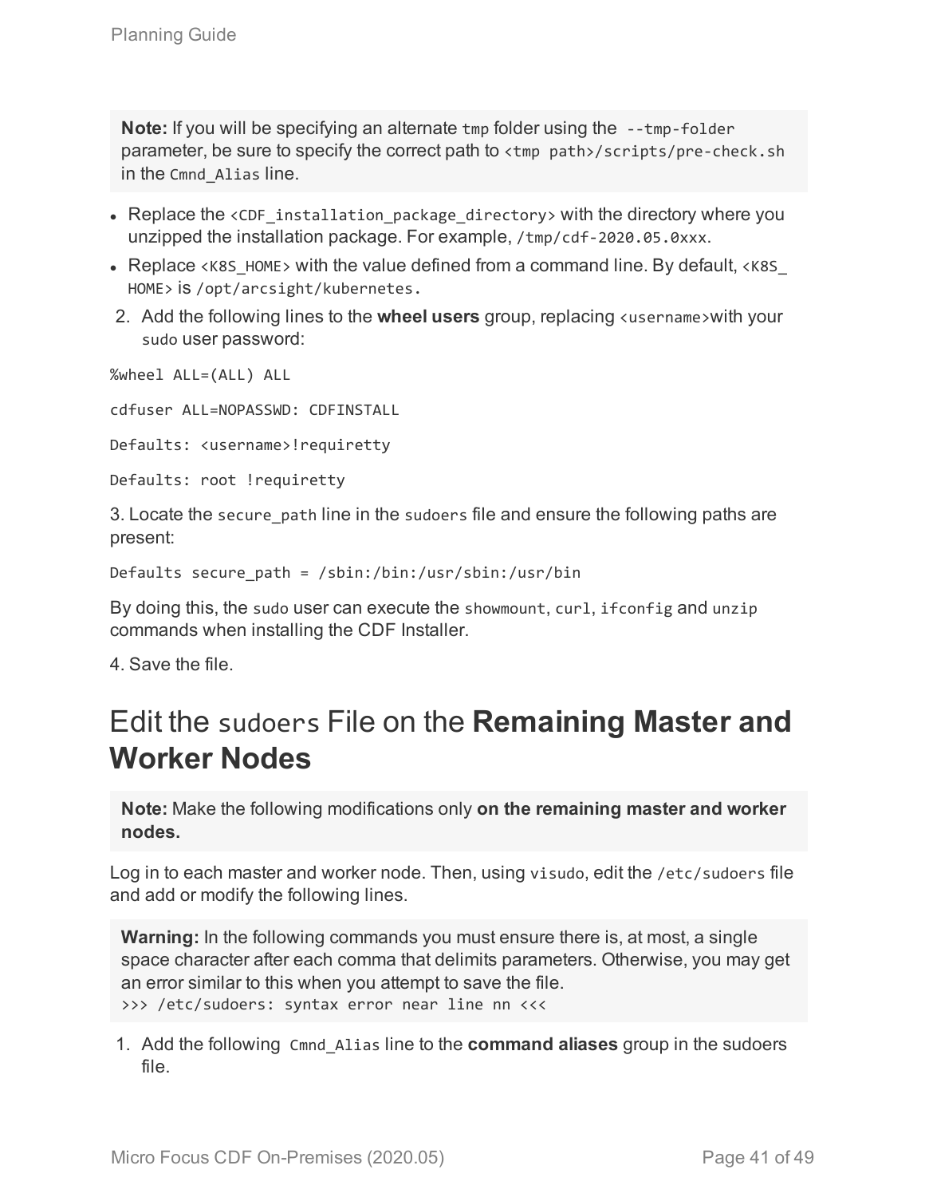**Note:** If you will be specifying an alternate `tmp` folder using the `--tmp-folder` parameter, be sure to specify the correct path to `<tmp path>/scripts/pre-check.sh` in the `Cmnd_Alias` line.

- Replace the `<CDF_installation_package_directory>` with the directory where you unzipped the installation package. For example, `/tmp/cdf-2020.05.0xxx`.
- Replace `<K8S_HOME>` with the value defined from a command line. By default, `<K8S_HOME>` is `/opt/arcsight/kubernetes.`

2. Add the following lines to the **wheel users** group, replacing `<username>`with your `sudo` user password:

```
%wheel ALL=(ALL) ALL

cdfuser ALL=NOPASSWD: CDFINSTALL

Defaults: <username>!requiretty

Defaults: root !requiretty
```

3. Locate the `secure_path` line in the `sudoers` file and ensure the following paths are present:

```
Defaults secure_path = /sbin:/bin:/usr/sbin:/usr/bin
```

By doing this, the `sudo` user can execute the `showmount`, `curl`, `ifconfig` and `unzip` commands when installing the CDF Installer.

4. Save the file.

# Edit the `sudoers` File on the **Remaining Master and Worker Nodes**

**Note:** Make the following modifications only **on the remaining master and worker nodes.**

Log in to each master and worker node. Then, using `visudo`, edit the `/etc/sudoers` file and add or modify the following lines.

**Warning:** In the following commands you must ensure there is, at most, a single space character after each comma that delimits parameters. Otherwise, you may get an error similar to this when you attempt to save the file.
`>>> /etc/sudoers: syntax error near line nn <<<`

1. Add the following `Cmnd_Alias` line to the **command aliases** group in the sudoers file.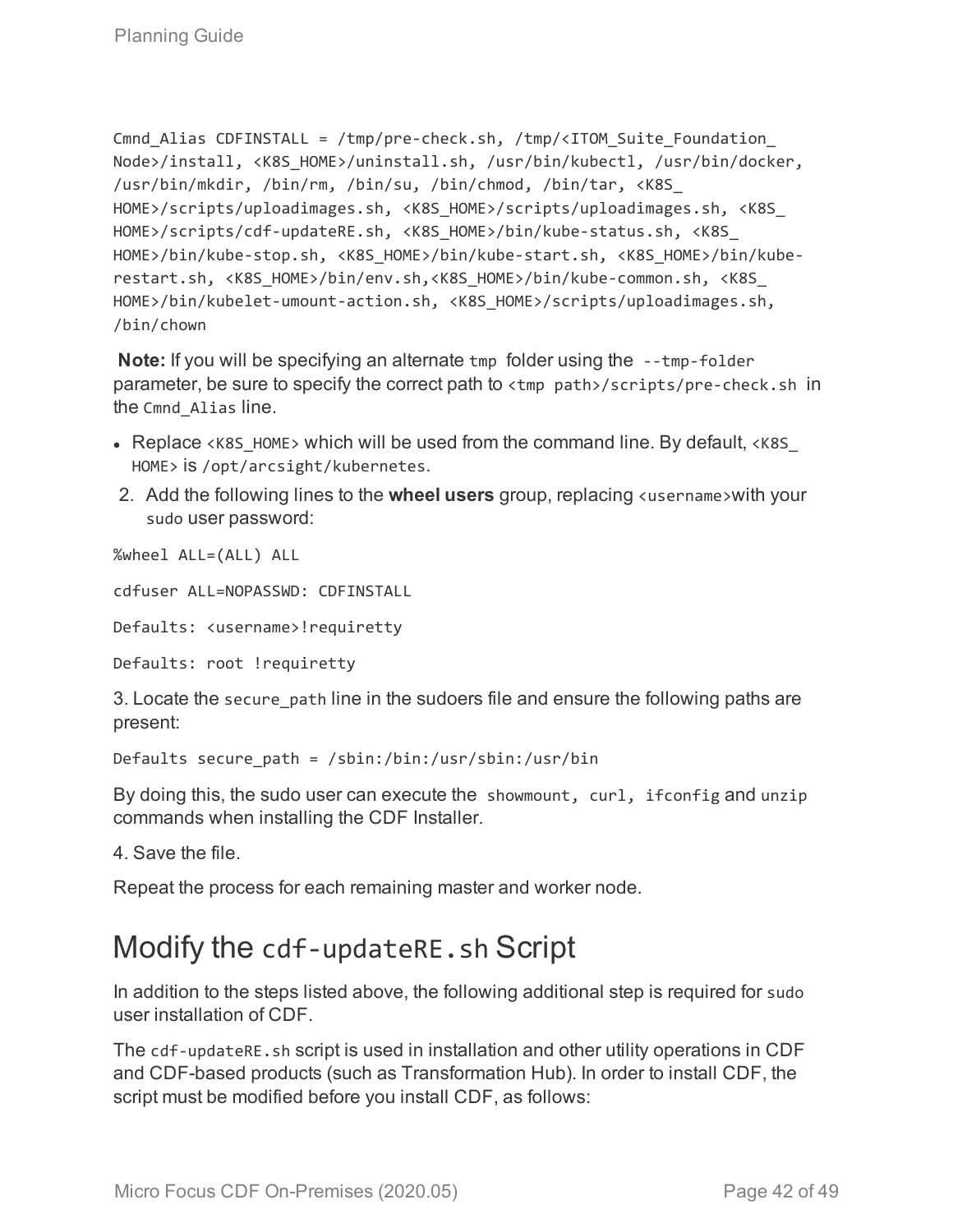```
Cmnd_Alias CDFINSTALL = /tmp/pre-check.sh, /tmp/<ITOM_Suite_Foundation_
Node>/install, <K8S_HOME>/uninstall.sh, /usr/bin/kubectl, /usr/bin/docker,
/usr/bin/mkdir, /bin/rm, /bin/su, /bin/chmod, /bin/tar, <K8S_
HOME>/scripts/uploadimages.sh, <K8S_HOME>/scripts/uploadimages.sh, <K8S_
HOME>/scripts/cdf-updateRE.sh, <K8S_HOME>/bin/kube-status.sh, <K8S_
HOME>/bin/kube-stop.sh, <K8S_HOME>/bin/kube-start.sh, <K8S_HOME>/bin/kube-
restart.sh, <K8S_HOME>/bin/env.sh,<K8S_HOME>/bin/kube-common.sh, <K8S_
HOME>/bin/kubelet-umount-action.sh, <K8S_HOME>/scripts/uploadimages.sh,
/bin/chown
```

**Note:** If you will be specifying an alternate `tmp` folder using the `--tmp-folder` parameter, be sure to specify the correct path to `<tmp path>/scripts/pre-check.sh` in the `Cmnd_Alias` line.

- Replace `<K8S_HOME>` which will be used from the command line. By default, `<K8S_HOME>` is `/opt/arcsight/kubernetes`.

2. Add the following lines to the **wheel users** group, replacing `<username>`with your `sudo` user password:

```
%wheel ALL=(ALL) ALL

cdfuser ALL=NOPASSWD: CDFINSTALL

Defaults: <username>!requiretty

Defaults: root !requiretty
```

3. Locate the `secure_path` line in the sudoers file and ensure the following paths are present:

```
Defaults secure_path = /sbin:/bin:/usr/sbin:/usr/bin
```

By doing this, the sudo user can execute the `showmount, curl, ifconfig` and `unzip` commands when installing the CDF Installer.

4. Save the file.

Repeat the process for each remaining master and worker node.

## Modify the `cdf-updateRE.sh` Script

In addition to the steps listed above, the following additional step is required for `sudo` user installation of CDF.

The `cdf-updateRE.sh` script is used in installation and other utility operations in CDF and CDF-based products (such as Transformation Hub). In order to install CDF, the script must be modified before you install CDF, as follows: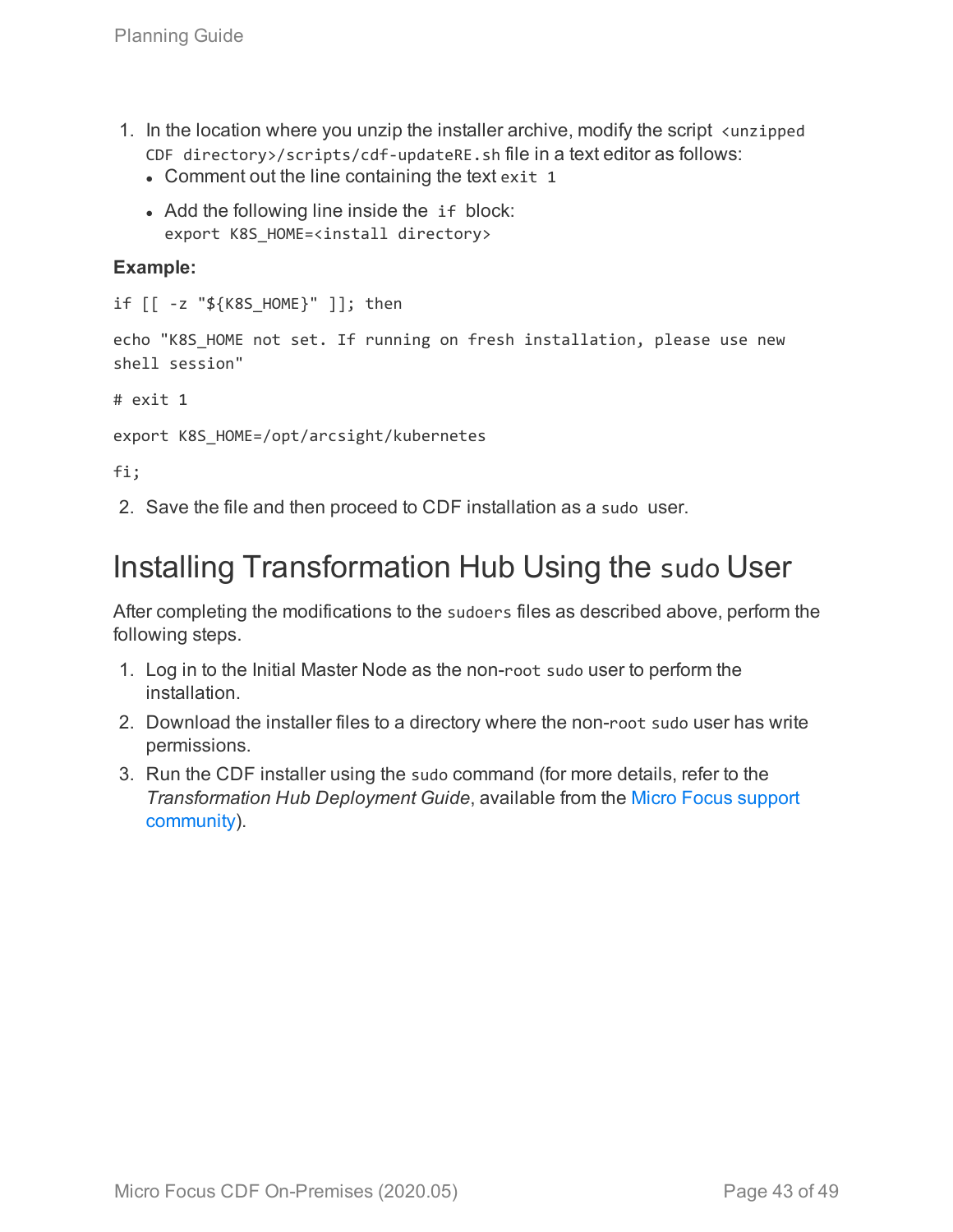1. In the location where you unzip the installer archive, modify the script `<unzipped CDF directory>/scripts/cdf-updateRE.sh` file in a text editor as follows:
   - Comment out the line containing the text `exit 1`
   - Add the following line inside the `if` block:
     `export K8S_HOME=<install directory>`

**Example:**

```
if [[ -z "${K8S_HOME}" ]]; then

echo "K8S_HOME not set. If running on fresh installation, please use new
shell session"

# exit 1

export K8S_HOME=/opt/arcsight/kubernetes

fi;
```

2. Save the file and then proceed to CDF installation as a `sudo` user.

## Installing Transformation Hub Using the `sudo` User

After completing the modifications to the `sudoers` files as described above, perform the following steps.

1. Log in to the Initial Master Node as the non-`root` `sudo` user to perform the installation.
2. Download the installer files to a directory where the non-`root` `sudo` user has write permissions.
3. Run the CDF installer using the `sudo` command (for more details, refer to the *Transformation Hub Deployment Guide*, available from the Micro Focus support community).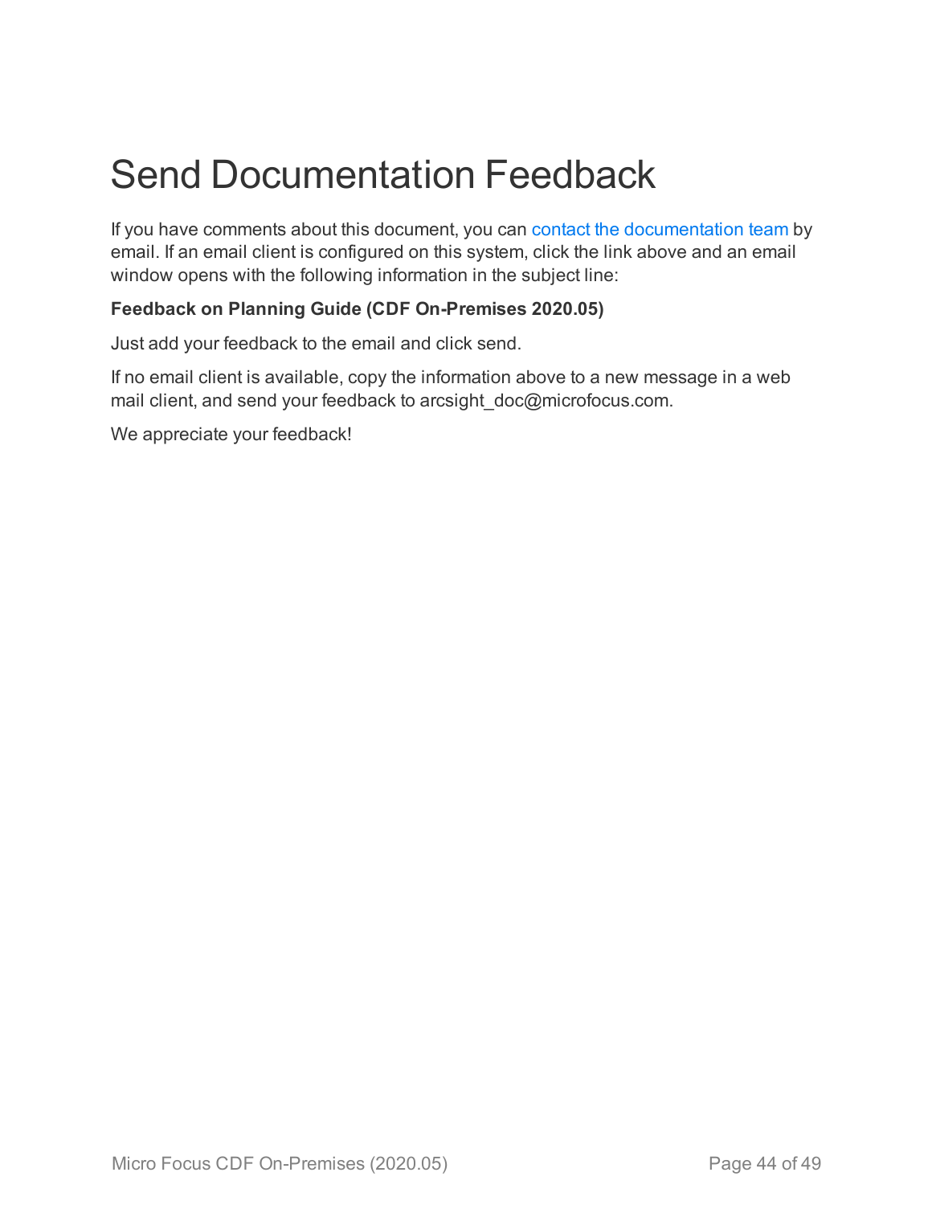# Send Documentation Feedback

If you have comments about this document, you can contact the documentation team by email. If an email client is configured on this system, click the link above and an email window opens with the following information in the subject line:

**Feedback on Planning Guide (CDF On-Premises 2020.05)**

Just add your feedback to the email and click send.

If no email client is available, copy the information above to a new message in a web mail client, and send your feedback to arcsight_doc@microfocus.com.

We appreciate your feedback!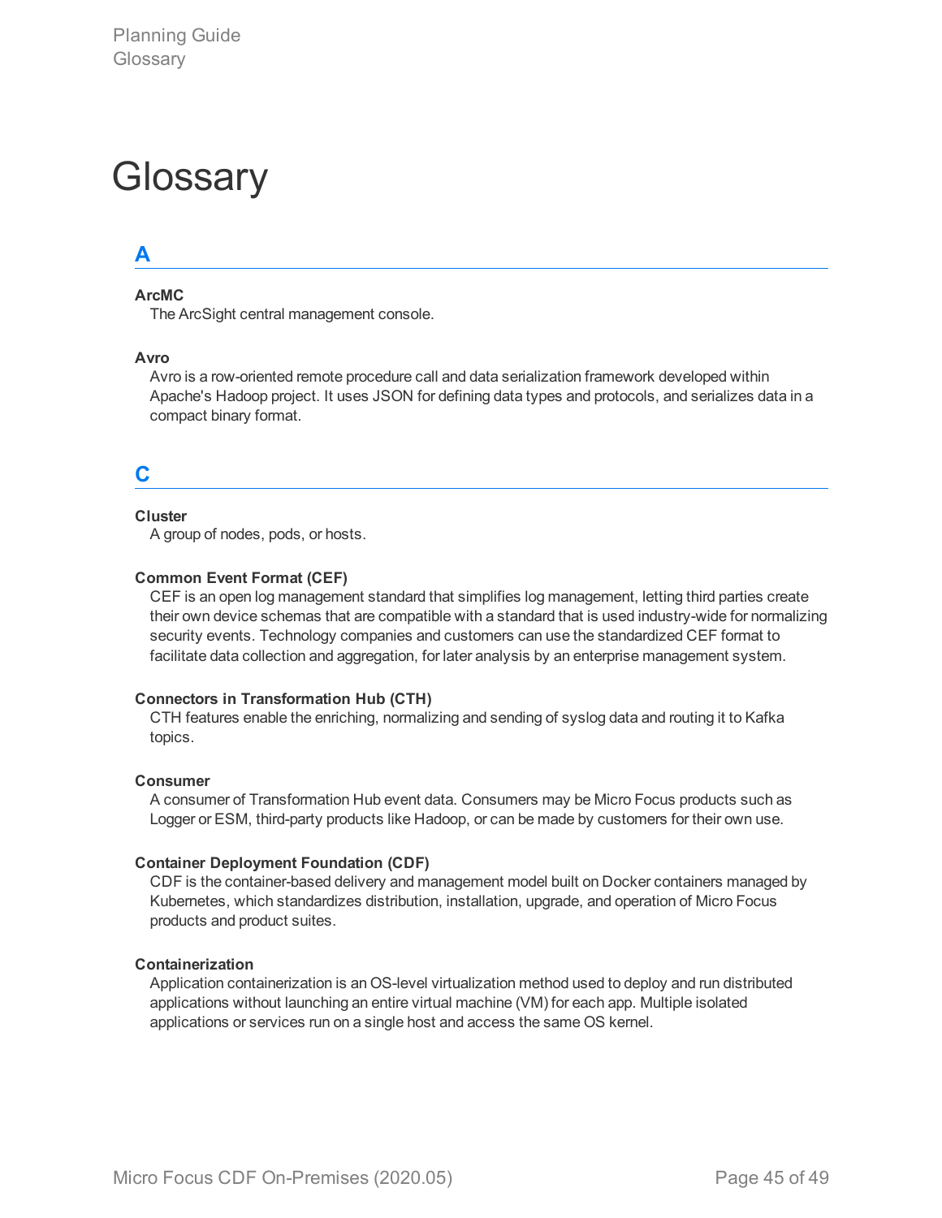# Glossary

## A

**ArcMC**

The ArcSight central management console.

**Avro**

Avro is a row-oriented remote procedure call and data serialization framework developed within Apache's Hadoop project. It uses JSON for defining data types and protocols, and serializes data in a compact binary format.

## C

**Cluster**

A group of nodes, pods, or hosts.

**Common Event Format (CEF)**

CEF is an open log management standard that simplifies log management, letting third parties create their own device schemas that are compatible with a standard that is used industry-wide for normalizing security events. Technology companies and customers can use the standardized CEF format to facilitate data collection and aggregation, for later analysis by an enterprise management system.

**Connectors in Transformation Hub (CTH)**

CTH features enable the enriching, normalizing and sending of syslog data and routing it to Kafka topics.

**Consumer**

A consumer of Transformation Hub event data. Consumers may be Micro Focus products such as Logger or ESM, third-party products like Hadoop, or can be made by customers for their own use.

**Container Deployment Foundation (CDF)**

CDF is the container-based delivery and management model built on Docker containers managed by Kubernetes, which standardizes distribution, installation, upgrade, and operation of Micro Focus products and product suites.

**Containerization**

Application containerization is an OS-level virtualization method used to deploy and run distributed applications without launching an entire virtual machine (VM) for each app. Multiple isolated applications or services run on a single host and access the same OS kernel.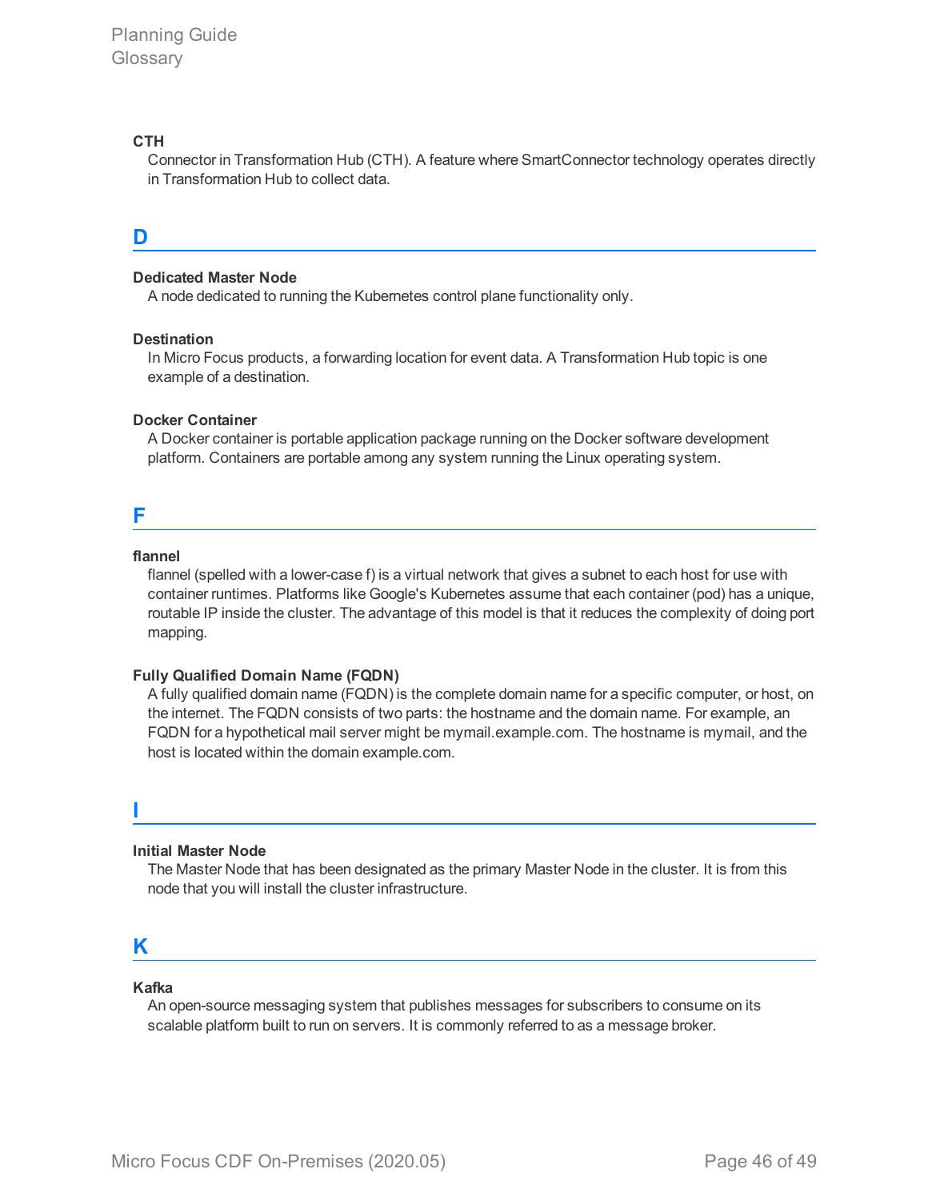**CTH**

Connector in Transformation Hub (CTH). A feature where SmartConnector technology operates directly in Transformation Hub to collect data.

## D

**Dedicated Master Node**

A node dedicated to running the Kubernetes control plane functionality only.

**Destination**

In Micro Focus products, a forwarding location for event data. A Transformation Hub topic is one example of a destination.

**Docker Container**

A Docker container is portable application package running on the Docker software development platform. Containers are portable among any system running the Linux operating system.

## F

**flannel**

flannel (spelled with a lower-case f) is a virtual network that gives a subnet to each host for use with container runtimes. Platforms like Google's Kubernetes assume that each container (pod) has a unique, routable IP inside the cluster. The advantage of this model is that it reduces the complexity of doing port mapping.

**Fully Qualified Domain Name (FQDN)**

A fully qualified domain name (FQDN) is the complete domain name for a specific computer, or host, on the internet. The FQDN consists of two parts: the hostname and the domain name. For example, an FQDN for a hypothetical mail server might be mymail.example.com. The hostname is mymail, and the host is located within the domain example.com.

## I

**Initial Master Node**

The Master Node that has been designated as the primary Master Node in the cluster. It is from this node that you will install the cluster infrastructure.

## K

**Kafka**

An open-source messaging system that publishes messages for subscribers to consume on its scalable platform built to run on servers. It is commonly referred to as a message broker.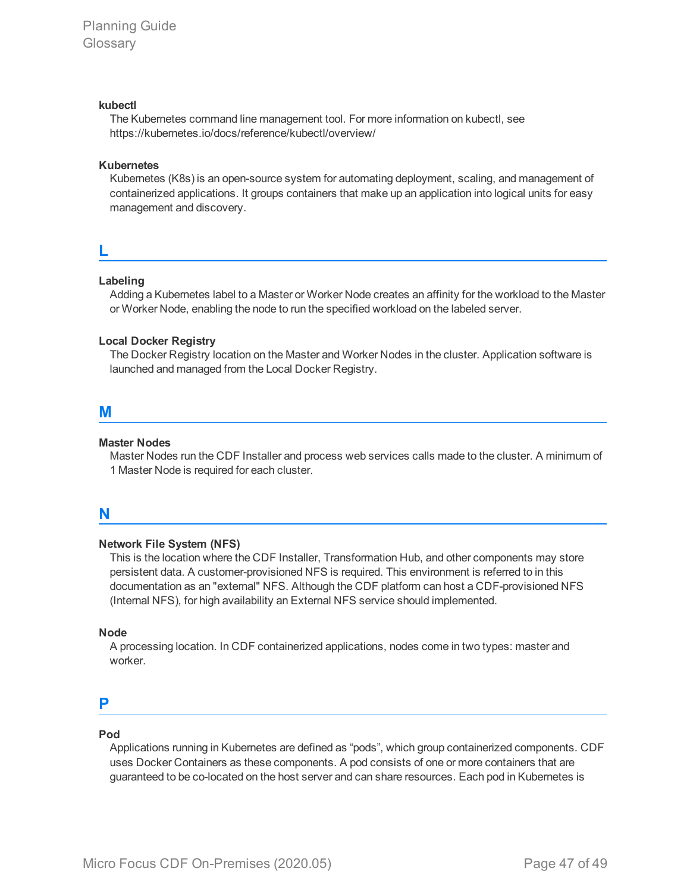**kubectl**

The Kubernetes command line management tool. For more information on kubectl, see https://kubernetes.io/docs/reference/kubectl/overview/

**Kubernetes**

Kubernetes (K8s) is an open-source system for automating deployment, scaling, and management of containerized applications. It groups containers that make up an application into logical units for easy management and discovery.

## L

**Labeling**

Adding a Kubernetes label to a Master or Worker Node creates an affinity for the workload to the Master or Worker Node, enabling the node to run the specified workload on the labeled server.

**Local Docker Registry**

The Docker Registry location on the Master and Worker Nodes in the cluster. Application software is launched and managed from the Local Docker Registry.

## M

**Master Nodes**

Master Nodes run the CDF Installer and process web services calls made to the cluster. A minimum of 1 Master Node is required for each cluster.

## N

**Network File System (NFS)**

This is the location where the CDF Installer, Transformation Hub, and other components may store persistent data. A customer-provisioned NFS is required. This environment is referred to in this documentation as an "external" NFS. Although the CDF platform can host a CDF-provisioned NFS (Internal NFS), for high availability an External NFS service should implemented.

**Node**

A processing location. In CDF containerized applications, nodes come in two types: master and worker.

## P

**Pod**

Applications running in Kubernetes are defined as “pods”, which group containerized components. CDF uses Docker Containers as these components. A pod consists of one or more containers that are guaranteed to be co-located on the host server and can share resources. Each pod in Kubernetes is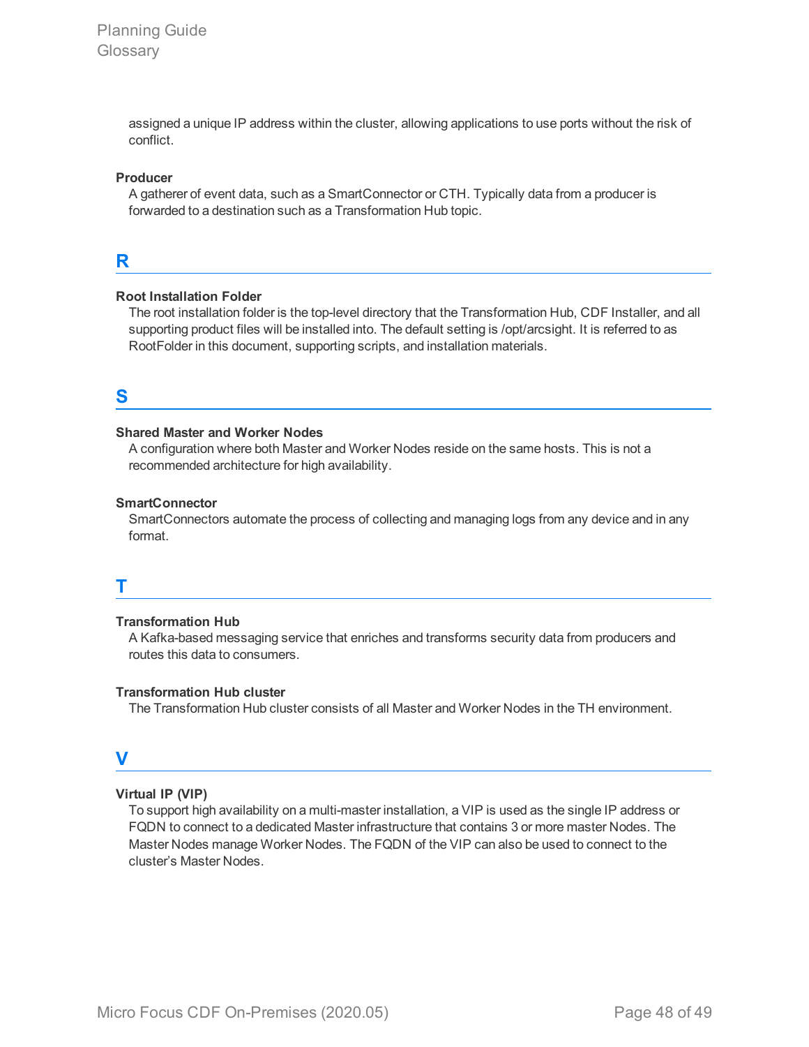assigned a unique IP address within the cluster, allowing applications to use ports without the risk of conflict.

**Producer**

A gatherer of event data, such as a SmartConnector or CTH. Typically data from a producer is forwarded to a destination such as a Transformation Hub topic.

## R

**Root Installation Folder**

The root installation folder is the top-level directory that the Transformation Hub, CDF Installer, and all supporting product files will be installed into. The default setting is /opt/arcsight. It is referred to as RootFolder in this document, supporting scripts, and installation materials.

## S

**Shared Master and Worker Nodes**

A configuration where both Master and Worker Nodes reside on the same hosts. This is not a recommended architecture for high availability.

**SmartConnector**

SmartConnectors automate the process of collecting and managing logs from any device and in any format.

## T

**Transformation Hub**

A Kafka-based messaging service that enriches and transforms security data from producers and routes this data to consumers.

**Transformation Hub cluster**

The Transformation Hub cluster consists of all Master and Worker Nodes in the TH environment.

## V

**Virtual IP (VIP)**

To support high availability on a multi-master installation, a VIP is used as the single IP address or FQDN to connect to a dedicated Master infrastructure that contains 3 or more master Nodes. The Master Nodes manage Worker Nodes. The FQDN of the VIP can also be used to connect to the cluster's Master Nodes.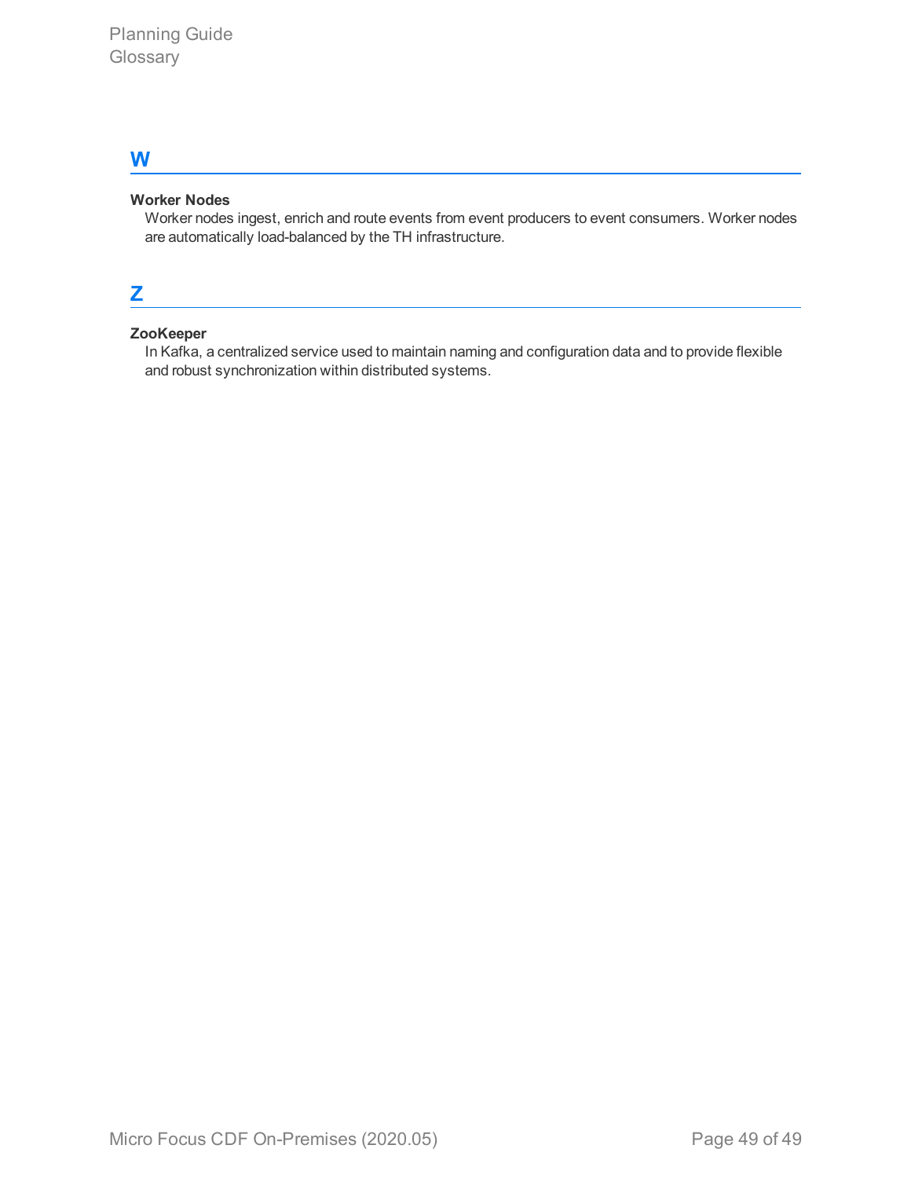## W

**Worker Nodes**

Worker nodes ingest, enrich and route events from event producers to event consumers. Worker nodes are automatically load-balanced by the TH infrastructure.

## Z

**ZooKeeper**

In Kafka, a centralized service used to maintain naming and configuration data and to provide flexible and robust synchronization within distributed systems.